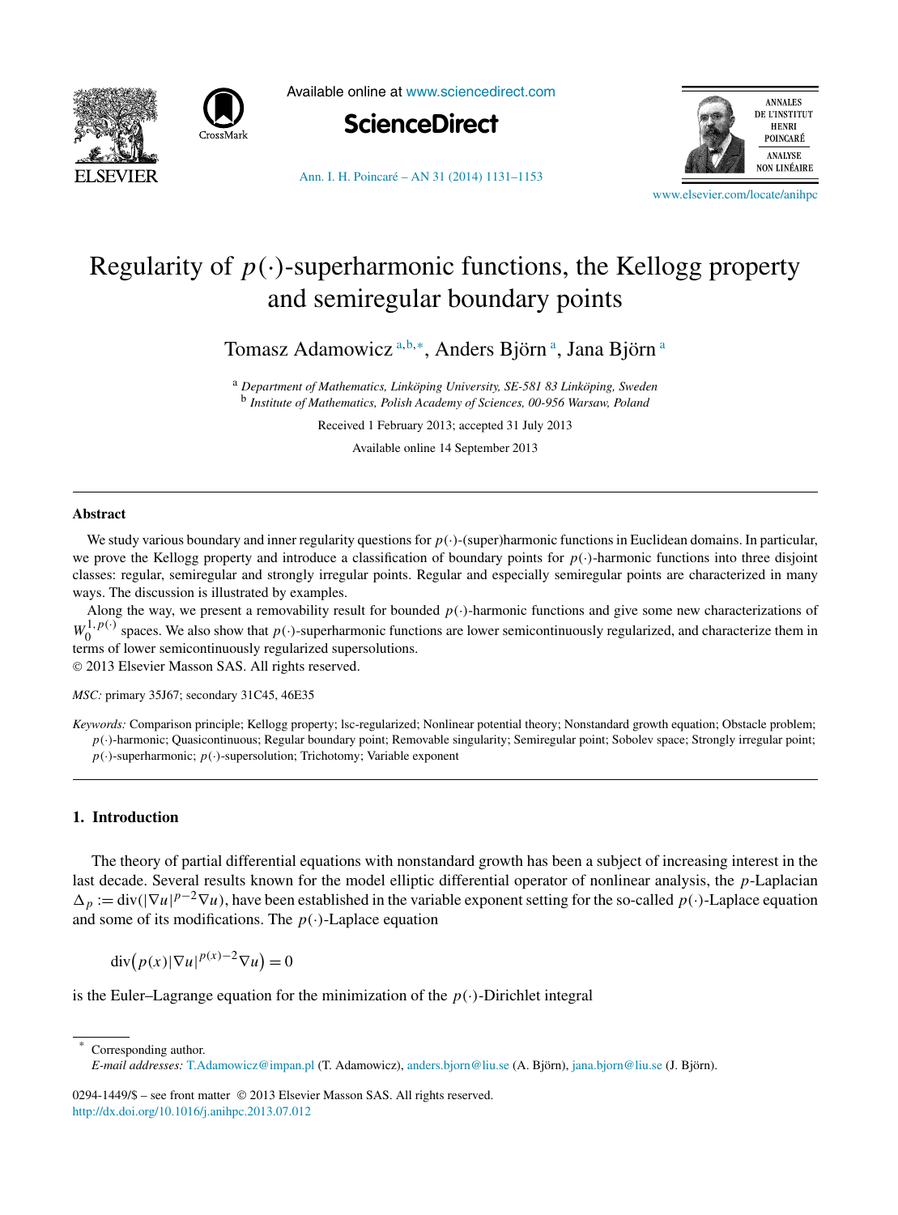# Regularity of $p(\cdot)$-superharmonic functions, the Kellogg property and semiregular boundary points

Tomasz Adamowicz [a,b,*], Anders Björn [a], Jana Björn [a]

[a] *Department of Mathematics, Linköping University, SE-581 83 Linköping, Sweden*
[b] *Institute of Mathematics, Polish Academy of Sciences, 00-956 Warsaw, Poland*

Received 1 February 2013; accepted 31 July 2013

Available online 14 September 2013

---

## Abstract

We study various boundary and inner regularity questions for $p(\cdot)$-(super)harmonic functions in Euclidean domains. In particular, we prove the Kellogg property and introduce a classification of boundary points for $p(\cdot)$-harmonic functions into three disjoint classes: regular, semiregular and strongly irregular points. Regular and especially semiregular points are characterized in many ways. The discussion is illustrated by examples.

Along the way, we present a removability result for bounded $p(\cdot)$-harmonic functions and give some new characterizations of $W_0^{1,p(\cdot)}$ spaces. We also show that $p(\cdot)$-superharmonic functions are lower semicontinuously regularized, and characterize them in terms of lower semicontinuously regularized supersolutions.

© 2013 Elsevier Masson SAS. All rights reserved.

*MSC:* primary 35J67; secondary 31C45, 46E35

*Keywords:* Comparison principle; Kellogg property; lsc-regularized; Nonlinear potential theory; Nonstandard growth equation; Obstacle problem; $p(\cdot)$-harmonic; Quasicontinuous; Regular boundary point; Removable singularity; Semiregular point; Sobolev space; Strongly irregular point; $p(\cdot)$-superharmonic; $p(\cdot)$-supersolution; Trichotomy; Variable exponent

---

## 1. Introduction

The theory of partial differential equations with nonstandard growth has been a subject of increasing interest in the last decade. Several results known for the model elliptic differential operator of nonlinear analysis, the $p$-Laplacian $\Delta_p := \operatorname{div}(|\nabla u|^{p-2}\nabla u)$, have been established in the variable exponent setting for the so-called $p(\cdot)$-Laplace equation and some of its modifications. The $p(\cdot)$-Laplace equation

$$\operatorname{div}\big(p(x)|\nabla u|^{p(x)-2}\nabla u\big) = 0$$

is the Euler–Lagrange equation for the minimization of the $p(\cdot)$-Dirichlet integral

---

\* Corresponding author.
*E-mail addresses:* T.Adamowicz@impan.pl (T. Adamowicz), anders.bjorn@liu.se (A. Björn), jana.bjorn@liu.se (J. Björn).

0294-1449/$ – see front matter © 2013 Elsevier Masson SAS. All rights reserved.
http://dx.doi.org/10.1016/j.anihpc.2013.07.012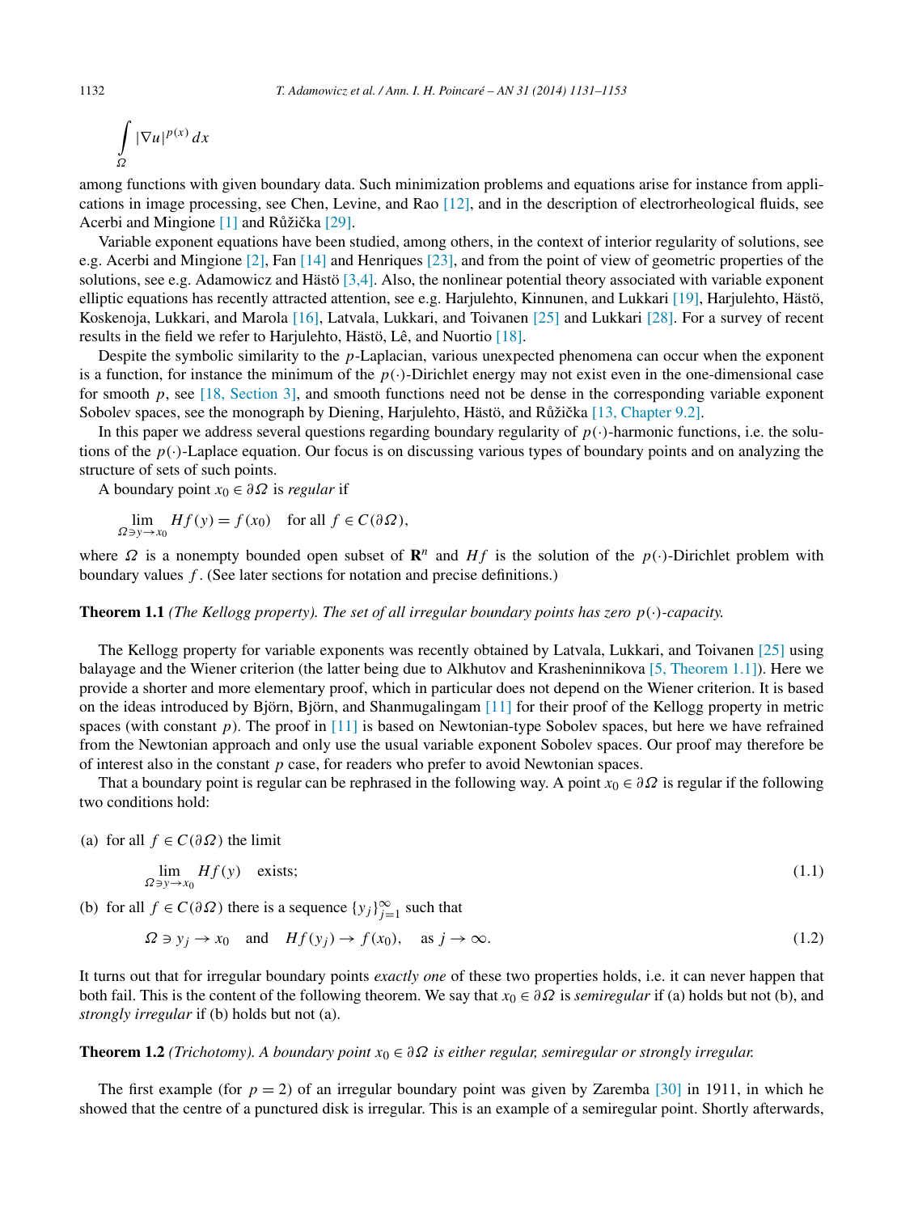$$\int_{\Omega} |\nabla u|^{p(x)}\, dx$$

among functions with given boundary data. Such minimization problems and equations arise for instance from applications in image processing, see Chen, Levine, and Rao [12], and in the description of electrorheological fluids, see Acerbi and Mingione [1] and Růžička [29].

Variable exponent equations have been studied, among others, in the context of interior regularity of solutions, see e.g. Acerbi and Mingione [2], Fan [14] and Henriques [23], and from the point of view of geometric properties of the solutions, see e.g. Adamowicz and Hästö [3,4]. Also, the nonlinear potential theory associated with variable exponent elliptic equations has recently attracted attention, see e.g. Harjulehto, Kinnunen, and Lukkari [19], Harjulehto, Hästö, Koskenoja, Lukkari, and Marola [16], Latvala, Lukkari, and Toivanen [25] and Lukkari [28]. For a survey of recent results in the field we refer to Harjulehto, Hästö, Lê, and Nuortio [18].

Despite the symbolic similarity to the $p$-Laplacian, various unexpected phenomena can occur when the exponent is a function, for instance the minimum of the $p(\cdot)$-Dirichlet energy may not exist even in the one-dimensional case for smooth $p$, see [18, Section 3], and smooth functions need not be dense in the corresponding variable exponent Sobolev spaces, see the monograph by Diening, Harjulehto, Hästö, and Růžička [13, Chapter 9.2].

In this paper we address several questions regarding boundary regularity of $p(\cdot)$-harmonic functions, i.e. the solutions of the $p(\cdot)$-Laplace equation. Our focus is on discussing various types of boundary points and on analyzing the structure of sets of such points.

A boundary point $x_0 \in \partial\Omega$ is *regular* if

$$\lim_{\Omega \ni y \to x_0} Hf(y) = f(x_0) \quad \text{for all } f \in C(\partial\Omega),$$

where $\Omega$ is a nonempty bounded open subset of $\mathbf{R}^n$ and $Hf$ is the solution of the $p(\cdot)$-Dirichlet problem with boundary values $f$. (See later sections for notation and precise definitions.)

**Theorem 1.1** *(The Kellogg property). The set of all irregular boundary points has zero $p(\cdot)$-capacity.*

The Kellogg property for variable exponents was recently obtained by Latvala, Lukkari, and Toivanen [25] using balayage and the Wiener criterion (the latter being due to Alkhutov and Krasheninnikova [5, Theorem 1.1]). Here we provide a shorter and more elementary proof, which in particular does not depend on the Wiener criterion. It is based on the ideas introduced by Björn, Björn, and Shanmugalingam [11] for their proof of the Kellogg property in metric spaces (with constant $p$). The proof in [11] is based on Newtonian-type Sobolev spaces, but here we have refrained from the Newtonian approach and only use the usual variable exponent Sobolev spaces. Our proof may therefore be of interest also in the constant $p$ case, for readers who prefer to avoid Newtonian spaces.

That a boundary point is regular can be rephrased in the following way. A point $x_0 \in \partial\Omega$ is regular if the following two conditions hold:

(a) for all $f \in C(\partial\Omega)$ the limit

$$\lim_{\Omega \ni y \to x_0} Hf(y) \quad \text{exists;} \tag{1.1}$$

(b) for all $f \in C(\partial\Omega)$ there is a sequence $\{y_j\}_{j=1}^{\infty}$ such that

$$\Omega \ni y_j \to x_0 \quad \text{and} \quad Hf(y_j) \to f(x_0), \quad \text{as } j \to \infty. \tag{1.2}$$

It turns out that for irregular boundary points *exactly one* of these two properties holds, i.e. it can never happen that both fail. This is the content of the following theorem. We say that $x_0 \in \partial\Omega$ is *semiregular* if (a) holds but not (b), and *strongly irregular* if (b) holds but not (a).

**Theorem 1.2** *(Trichotomy). A boundary point $x_0 \in \partial\Omega$ is either regular, semiregular or strongly irregular.*

The first example (for $p = 2$) of an irregular boundary point was given by Zaremba [30] in 1911, in which he showed that the centre of a punctured disk is irregular. This is an example of a semiregular point. Shortly afterwards,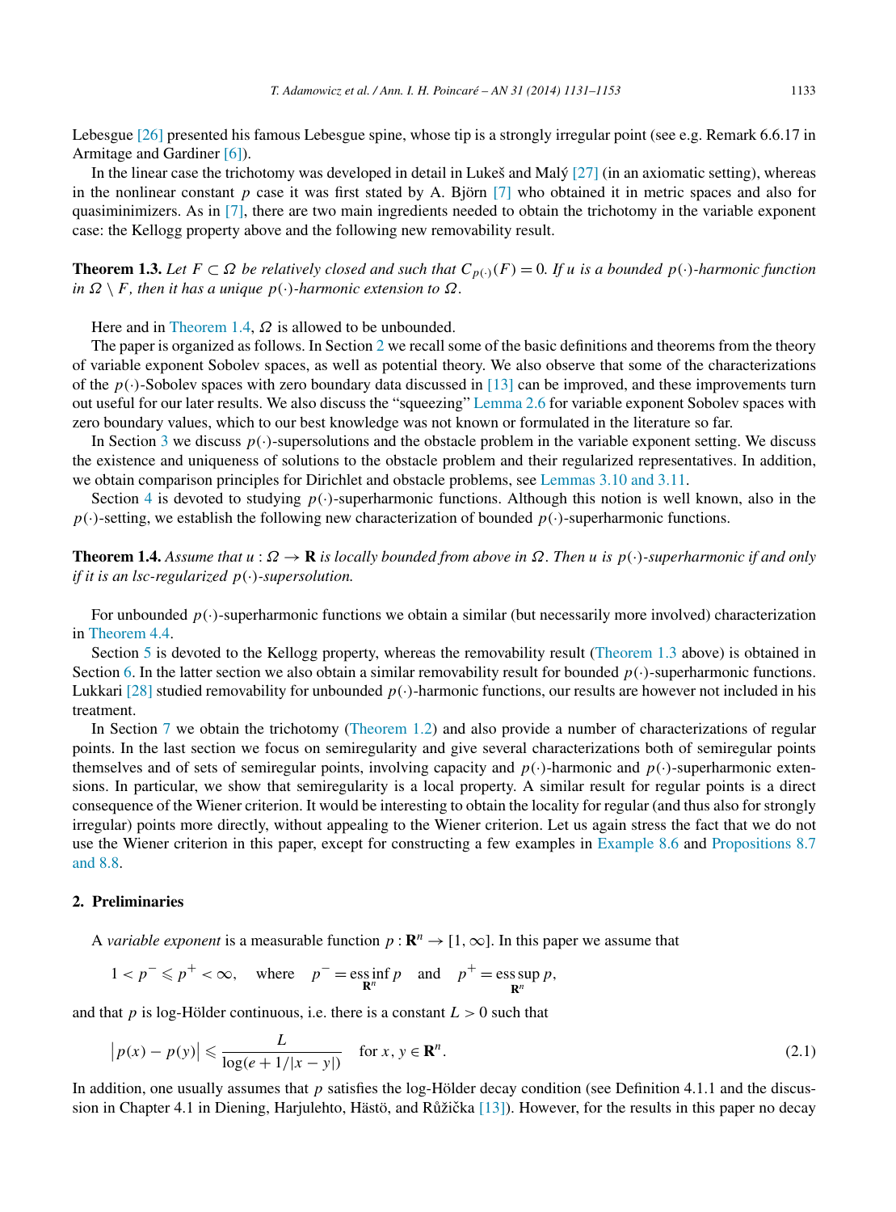Lebesgue [26] presented his famous Lebesgue spine, whose tip is a strongly irregular point (see e.g. Remark 6.6.17 in Armitage and Gardiner [6]).

In the linear case the trichotomy was developed in detail in Lukeš and Malý [27] (in an axiomatic setting), whereas in the nonlinear constant $p$ case it was first stated by A. Björn [7] who obtained it in metric spaces and also for quasiminimizers. As in [7], there are two main ingredients needed to obtain the trichotomy in the variable exponent case: the Kellogg property above and the following new removability result.

**Theorem 1.3.** *Let $F \subset \Omega$ be relatively closed and such that $C_{p(\cdot)}(F) = 0$. If $u$ is a bounded $p(\cdot)$-harmonic function in $\Omega \setminus F$, then it has a unique $p(\cdot)$-harmonic extension to $\Omega$.*

Here and in Theorem 1.4, $\Omega$ is allowed to be unbounded.

The paper is organized as follows. In Section 2 we recall some of the basic definitions and theorems from the theory of variable exponent Sobolev spaces, as well as potential theory. We also observe that some of the characterizations of the $p(\cdot)$-Sobolev spaces with zero boundary data discussed in [13] can be improved, and these improvements turn out useful for our later results. We also discuss the "squeezing" Lemma 2.6 for variable exponent Sobolev spaces with zero boundary values, which to our best knowledge was not known or formulated in the literature so far.

In Section 3 we discuss $p(\cdot)$-supersolutions and the obstacle problem in the variable exponent setting. We discuss the existence and uniqueness of solutions to the obstacle problem and their regularized representatives. In addition, we obtain comparison principles for Dirichlet and obstacle problems, see Lemmas 3.10 and 3.11.

Section 4 is devoted to studying $p(\cdot)$-superharmonic functions. Although this notion is well known, also in the $p(\cdot)$-setting, we establish the following new characterization of bounded $p(\cdot)$-superharmonic functions.

**Theorem 1.4.** *Assume that $u : \Omega \to \mathbf{R}$ is locally bounded from above in $\Omega$. Then $u$ is $p(\cdot)$-superharmonic if and only if it is an lsc-regularized $p(\cdot)$-supersolution.*

For unbounded $p(\cdot)$-superharmonic functions we obtain a similar (but necessarily more involved) characterization in Theorem 4.4.

Section 5 is devoted to the Kellogg property, whereas the removability result (Theorem 1.3 above) is obtained in Section 6. In the latter section we also obtain a similar removability result for bounded $p(\cdot)$-superharmonic functions. Lukkari [28] studied removability for unbounded $p(\cdot)$-harmonic functions, our results are however not included in his treatment.

In Section 7 we obtain the trichotomy (Theorem 1.2) and also provide a number of characterizations of regular points. In the last section we focus on semiregularity and give several characterizations both of semiregular points themselves and of sets of semiregular points, involving capacity and $p(\cdot)$-harmonic and $p(\cdot)$-superharmonic extensions. In particular, we show that semiregularity is a local property. A similar result for regular points is a direct consequence of the Wiener criterion. It would be interesting to obtain the locality for regular (and thus also for strongly irregular) points more directly, without appealing to the Wiener criterion. Let us again stress the fact that we do not use the Wiener criterion in this paper, except for constructing a few examples in Example 8.6 and Propositions 8.7 and 8.8.

## 2. Preliminaries

A *variable exponent* is a measurable function $p : \mathbf{R}^n \to [1, \infty]$. In this paper we assume that

$$1 < p^- \leqslant p^+ < \infty, \quad \text{where} \quad p^- = \operatorname*{ess\,inf}_{\mathbf{R}^n} p \quad \text{and} \quad p^+ = \operatorname*{ess\,sup}_{\mathbf{R}^n} p,$$

and that $p$ is log-Hölder continuous, i.e. there is a constant $L > 0$ such that

$$\left|p(x) - p(y)\right| \leqslant \frac{L}{\log(e + 1/|x-y|)} \quad \text{for } x, y \in \mathbf{R}^n. \tag{2.1}$$

In addition, one usually assumes that $p$ satisfies the log-Hölder decay condition (see Definition 4.1.1 and the discussion in Chapter 4.1 in Diening, Harjulehto, Hästö, and Růžička [13]). However, for the results in this paper no decay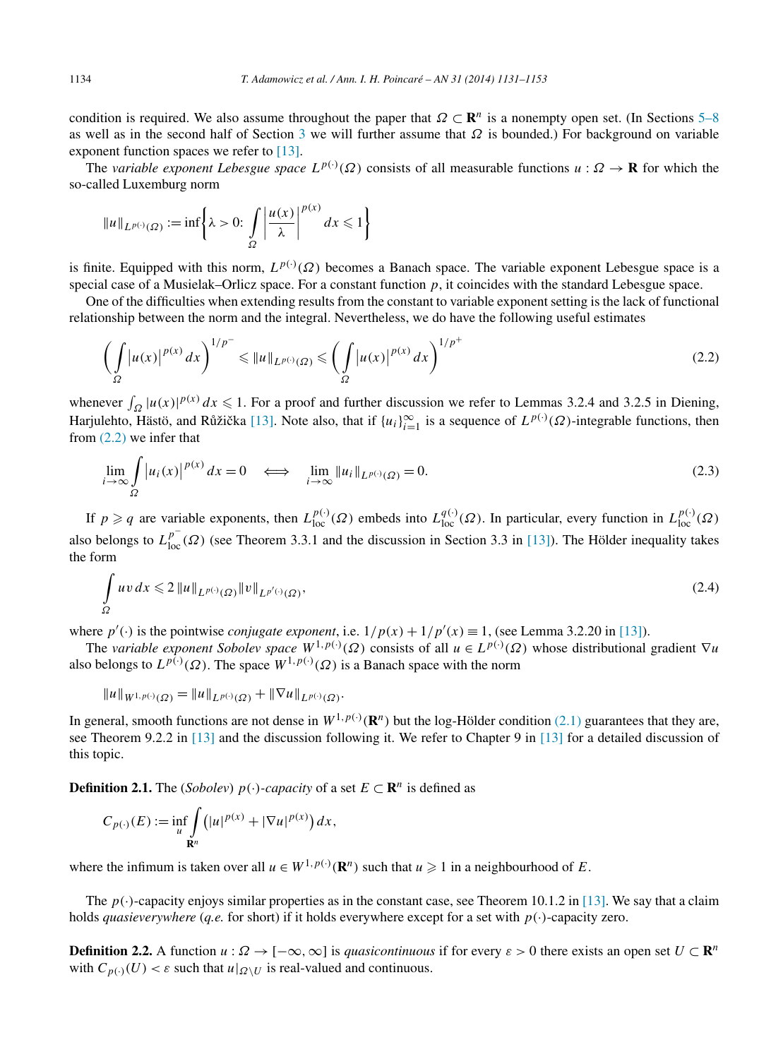condition is required. We also assume throughout the paper that $\Omega \subset \mathbf{R}^n$ is a nonempty open set. (In Sections 5–8 as well as in the second half of Section 3 we will further assume that $\Omega$ is bounded.) For background on variable exponent function spaces we refer to [13].

The *variable exponent Lebesgue space* $L^{p(\cdot)}(\Omega)$ consists of all measurable functions $u : \Omega \to \mathbf{R}$ for which the so-called Luxemburg norm

$$\|u\|_{L^{p(\cdot)}(\Omega)} := \inf\left\{\lambda > 0\colon \int_\Omega \left|\frac{u(x)}{\lambda}\right|^{p(x)} dx \leqslant 1\right\}$$

is finite. Equipped with this norm, $L^{p(\cdot)}(\Omega)$ becomes a Banach space. The variable exponent Lebesgue space is a special case of a Musielak–Orlicz space. For a constant function $p$, it coincides with the standard Lebesgue space.

One of the difficulties when extending results from the constant to variable exponent setting is the lack of functional relationship between the norm and the integral. Nevertheless, we do have the following useful estimates

$$\left(\int_\Omega \left|u(x)\right|^{p(x)} dx\right)^{1/p^-} \leqslant \|u\|_{L^{p(\cdot)}(\Omega)} \leqslant \left(\int_\Omega \left|u(x)\right|^{p(x)} dx\right)^{1/p^+} \tag{2.2}$$

whenever $\int_\Omega |u(x)|^{p(x)}\,dx \leqslant 1$. For a proof and further discussion we refer to Lemmas 3.2.4 and 3.2.5 in Diening, Harjulehto, Hästö, and Růžička [13]. Note also, that if $\{u_i\}_{i=1}^\infty$ is a sequence of $L^{p(\cdot)}(\Omega)$-integrable functions, then from (2.2) we infer that

$$\lim_{i\to\infty} \int_\Omega \left|u_i(x)\right|^{p(x)} dx = 0 \quad \Longleftrightarrow \quad \lim_{i\to\infty} \|u_i\|_{L^{p(\cdot)}(\Omega)} = 0. \tag{2.3}$$

If $p \geqslant q$ are variable exponents, then $L^{p(\cdot)}_{\mathrm{loc}}(\Omega)$ embeds into $L^{q(\cdot)}_{\mathrm{loc}}(\Omega)$. In particular, every function in $L^{p(\cdot)}_{\mathrm{loc}}(\Omega)$ also belongs to $L^{p^-}_{\mathrm{loc}}(\Omega)$ (see Theorem 3.3.1 and the discussion in Section 3.3 in [13]). The Hölder inequality takes the form

$$\int_\Omega uv\,dx \leqslant 2\,\|u\|_{L^{p(\cdot)}(\Omega)}\|v\|_{L^{p'(\cdot)}(\Omega)}, \tag{2.4}$$

where $p'(\cdot)$ is the pointwise *conjugate exponent*, i.e. $1/p(x) + 1/p'(x) \equiv 1$, (see Lemma 3.2.20 in [13]).

The *variable exponent Sobolev space* $W^{1,p(\cdot)}(\Omega)$ consists of all $u \in L^{p(\cdot)}(\Omega)$ whose distributional gradient $\nabla u$ also belongs to $L^{p(\cdot)}(\Omega)$. The space $W^{1,p(\cdot)}(\Omega)$ is a Banach space with the norm

$$\|u\|_{W^{1,p(\cdot)}(\Omega)} = \|u\|_{L^{p(\cdot)}(\Omega)} + \|\nabla u\|_{L^{p(\cdot)}(\Omega)}.$$

In general, smooth functions are not dense in $W^{1,p(\cdot)}(\mathbf{R}^n)$ but the log-Hölder condition (2.1) guarantees that they are, see Theorem 9.2.2 in [13] and the discussion following it. We refer to Chapter 9 in [13] for a detailed discussion of this topic.

**Definition 2.1.** The (*Sobolev*) $p(\cdot)$-*capacity* of a set $E \subset \mathbf{R}^n$ is defined as

$$C_{p(\cdot)}(E) := \inf_u \int_{\mathbf{R}^n} \left(|u|^{p(x)} + |\nabla u|^{p(x)}\right) dx,$$

where the infimum is taken over all $u \in W^{1,p(\cdot)}(\mathbf{R}^n)$ such that $u \geqslant 1$ in a neighbourhood of $E$.

The $p(\cdot)$-capacity enjoys similar properties as in the constant case, see Theorem 10.1.2 in [13]. We say that a claim holds *quasieverywhere* (*q.e.* for short) if it holds everywhere except for a set with $p(\cdot)$-capacity zero.

**Definition 2.2.** A function $u : \Omega \to [-\infty, \infty]$ is *quasicontinuous* if for every $\varepsilon > 0$ there exists an open set $U \subset \mathbf{R}^n$ with $C_{p(\cdot)}(U) < \varepsilon$ such that $u|_{\Omega\setminus U}$ is real-valued and continuous.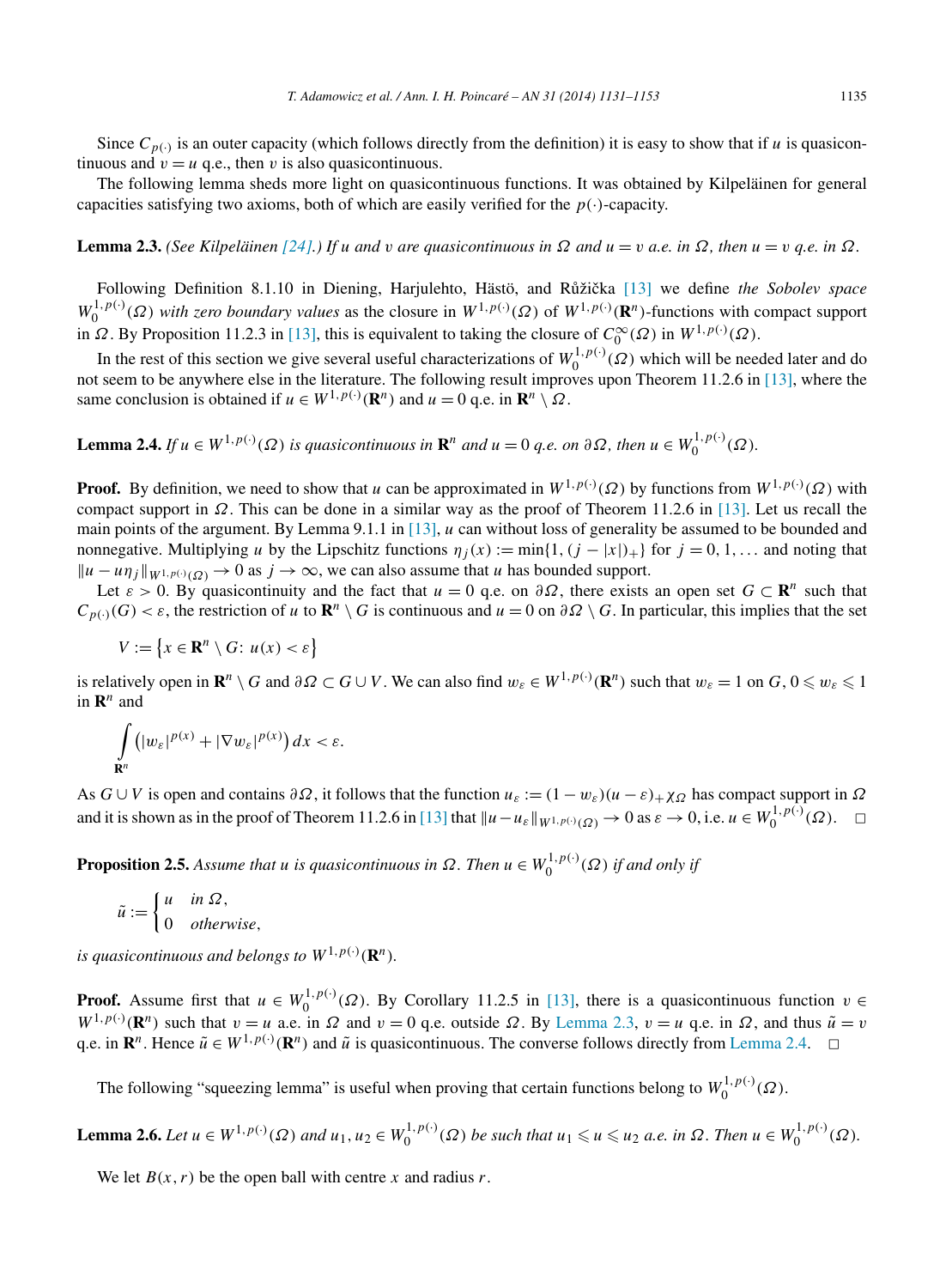Since $C_{p(\cdot)}$ is an outer capacity (which follows directly from the definition) it is easy to show that if $u$ is quasicontinuous and $v = u$ q.e., then $v$ is also quasicontinuous.

The following lemma sheds more light on quasicontinuous functions. It was obtained by Kilpeläinen for general capacities satisfying two axioms, both of which are easily verified for the $p(\cdot)$-capacity.

**Lemma 2.3.** *(See Kilpeläinen [24].) If $u$ and $v$ are quasicontinuous in $\Omega$ and $u = v$ a.e. in $\Omega$, then $u = v$ q.e. in $\Omega$.*

Following Definition 8.1.10 in Diening, Harjulehto, Hästö, and Růžička [13] we define *the Sobolev space $W_0^{1,p(\cdot)}(\Omega)$ with zero boundary values* as the closure in $W^{1,p(\cdot)}(\Omega)$ of $W^{1,p(\cdot)}(\mathbf{R}^n)$-functions with compact support in $\Omega$. By Proposition 11.2.3 in [13], this is equivalent to taking the closure of $C_0^\infty(\Omega)$ in $W^{1,p(\cdot)}(\Omega)$.

In the rest of this section we give several useful characterizations of $W_0^{1,p(\cdot)}(\Omega)$ which will be needed later and do not seem to be anywhere else in the literature. The following result improves upon Theorem 11.2.6 in [13], where the same conclusion is obtained if $u \in W^{1,p(\cdot)}(\mathbf{R}^n)$ and $u = 0$ q.e. in $\mathbf{R}^n \setminus \Omega$.

**Lemma 2.4.** *If $u \in W^{1,p(\cdot)}(\Omega)$ is quasicontinuous in $\mathbf{R}^n$ and $u = 0$ q.e. on $\partial\Omega$, then $u \in W_0^{1,p(\cdot)}(\Omega)$.*

**Proof.** By definition, we need to show that $u$ can be approximated in $W^{1,p(\cdot)}(\Omega)$ by functions from $W^{1,p(\cdot)}(\Omega)$ with compact support in $\Omega$. This can be done in a similar way as the proof of Theorem 11.2.6 in [13]. Let us recall the main points of the argument. By Lemma 9.1.1 in [13], $u$ can without loss of generality be assumed to be bounded and nonnegative. Multiplying $u$ by the Lipschitz functions $\eta_j(x) := \min\{1, (j - |x|)_+\}$ for $j = 0, 1, \dots$ and noting that $\|u - u\eta_j\|_{W^{1,p(\cdot)}(\Omega)} \to 0$ as $j \to \infty$, we can also assume that $u$ has bounded support.

Let $\varepsilon > 0$. By quasicontinuity and the fact that $u = 0$ q.e. on $\partial\Omega$, there exists an open set $G \subset \mathbf{R}^n$ such that $C_{p(\cdot)}(G) < \varepsilon$, the restriction of $u$ to $\mathbf{R}^n \setminus G$ is continuous and $u = 0$ on $\partial\Omega \setminus G$. In particular, this implies that the set

$$V := \{x \in \mathbf{R}^n \setminus G \colon u(x) < \varepsilon\}$$

is relatively open in $\mathbf{R}^n \setminus G$ and $\partial\Omega \subset G \cup V$. We can also find $w_\varepsilon \in W^{1,p(\cdot)}(\mathbf{R}^n)$ such that $w_\varepsilon = 1$ on $G$, $0 \leqslant w_\varepsilon \leqslant 1$ in $\mathbf{R}^n$ and

$$\int_{\mathbf{R}^n} \left(|w_\varepsilon|^{p(x)} + |\nabla w_\varepsilon|^{p(x)}\right) dx < \varepsilon.$$

As $G \cup V$ is open and contains $\partial\Omega$, it follows that the function $u_\varepsilon := (1 - w_\varepsilon)(u - \varepsilon)_+ \chi_\Omega$ has compact support in $\Omega$ and it is shown as in the proof of Theorem 11.2.6 in [13] that $\|u - u_\varepsilon\|_{W^{1,p(\cdot)}(\Omega)} \to 0$ as $\varepsilon \to 0$, i.e. $u \in W_0^{1,p(\cdot)}(\Omega)$. $\square$

**Proposition 2.5.** *Assume that $u$ is quasicontinuous in $\Omega$. Then $u \in W_0^{1,p(\cdot)}(\Omega)$ if and only if*

$$\tilde{u} := \begin{cases} u & \text{in } \Omega, \\ 0 & \text{otherwise}, \end{cases}$$

*is quasicontinuous and belongs to $W^{1,p(\cdot)}(\mathbf{R}^n)$.*

**Proof.** Assume first that $u \in W_0^{1,p(\cdot)}(\Omega)$. By Corollary 11.2.5 in [13], there is a quasicontinuous function $v \in W^{1,p(\cdot)}(\mathbf{R}^n)$ such that $v = u$ a.e. in $\Omega$ and $v = 0$ q.e. outside $\Omega$. By Lemma 2.3, $v = u$ q.e. in $\Omega$, and thus $\tilde{u} = v$ q.e. in $\mathbf{R}^n$. Hence $\tilde{u} \in W^{1,p(\cdot)}(\mathbf{R}^n)$ and $\tilde{u}$ is quasicontinuous. The converse follows directly from Lemma 2.4. $\square$

The following "squeezing lemma" is useful when proving that certain functions belong to $W_0^{1,p(\cdot)}(\Omega)$.

**Lemma 2.6.** *Let $u \in W^{1,p(\cdot)}(\Omega)$ and $u_1, u_2 \in W_0^{1,p(\cdot)}(\Omega)$ be such that $u_1 \leqslant u \leqslant u_2$ a.e. in $\Omega$. Then $u \in W_0^{1,p(\cdot)}(\Omega)$.*

We let $B(x, r)$ be the open ball with centre $x$ and radius $r$.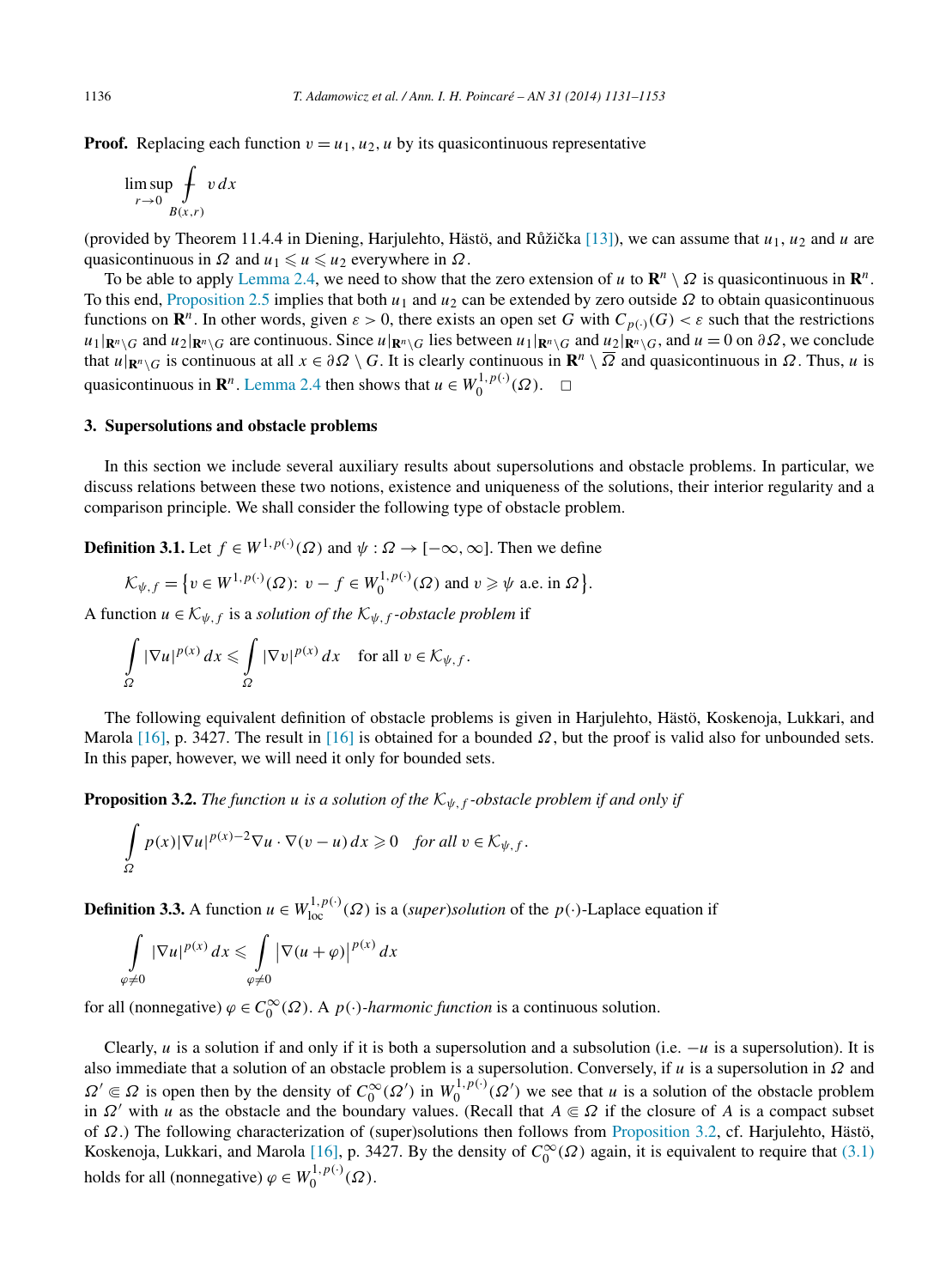**Proof.** Replacing each function $v = u_1, u_2, u$ by its quasicontinuous representative

$$\limsup_{r\to 0} \fint_{B(x,r)} v\,dx$$

(provided by Theorem 11.4.4 in Diening, Harjulehto, Hästö, and Růžička [13]), we can assume that $u_1$, $u_2$ and $u$ are quasicontinuous in $\Omega$ and $u_1 \leqslant u \leqslant u_2$ everywhere in $\Omega$.

To be able to apply Lemma 2.4, we need to show that the zero extension of $u$ to $\mathbf{R}^n \setminus \Omega$ is quasicontinuous in $\mathbf{R}^n$. To this end, Proposition 2.5 implies that both $u_1$ and $u_2$ can be extended by zero outside $\Omega$ to obtain quasicontinuous functions on $\mathbf{R}^n$. In other words, given $\varepsilon > 0$, there exists an open set $G$ with $C_{p(\cdot)}(G) < \varepsilon$ such that the restrictions $u_1|_{\mathbf{R}^n\setminus G}$ and $u_2|_{\mathbf{R}^n\setminus G}$ are continuous. Since $u|_{\mathbf{R}^n\setminus G}$ lies between $u_1|_{\mathbf{R}^n\setminus G}$ and $u_2|_{\mathbf{R}^n\setminus G}$, and $u = 0$ on $\partial\Omega$, we conclude that $u|_{\mathbf{R}^n\setminus G}$ is continuous at all $x \in \partial\Omega \setminus G$. It is clearly continuous in $\mathbf{R}^n \setminus \overline{\Omega}$ and quasicontinuous in $\Omega$. Thus, $u$ is quasicontinuous in $\mathbf{R}^n$. Lemma 2.4 then shows that $u \in W_0^{1,p(\cdot)}(\Omega)$. $\square$

## 3. Supersolutions and obstacle problems

In this section we include several auxiliary results about supersolutions and obstacle problems. In particular, we discuss relations between these two notions, existence and uniqueness of the solutions, their interior regularity and a comparison principle. We shall consider the following type of obstacle problem.

**Definition 3.1.** Let $f \in W^{1,p(\cdot)}(\Omega)$ and $\psi : \Omega \to [-\infty, \infty]$. Then we define

$$\mathcal{K}_{\psi,f} = \{v \in W^{1,p(\cdot)}(\Omega):\ v - f \in W_0^{1,p(\cdot)}(\Omega) \text{ and } v \geqslant \psi \text{ a.e. in } \Omega\}.$$

A function $u \in \mathcal{K}_{\psi,f}$ is a *solution of the $\mathcal{K}_{\psi,f}$-obstacle problem* if

$$\int_\Omega |\nabla u|^{p(x)}\,dx \leqslant \int_\Omega |\nabla v|^{p(x)}\,dx \quad \text{for all } v \in \mathcal{K}_{\psi,f}.$$

The following equivalent definition of obstacle problems is given in Harjulehto, Hästö, Koskenoja, Lukkari, and Marola [16], p. 3427. The result in [16] is obtained for a bounded $\Omega$, but the proof is valid also for unbounded sets. In this paper, however, we will need it only for bounded sets.

**Proposition 3.2.** *The function $u$ is a solution of the $\mathcal{K}_{\psi,f}$-obstacle problem if and only if*

$$\int_\Omega p(x)|\nabla u|^{p(x)-2}\nabla u \cdot \nabla(v-u)\,dx \geqslant 0 \quad \textit{for all } v \in \mathcal{K}_{\psi,f}.$$

**Definition 3.3.** A function $u \in W_{\mathrm{loc}}^{1,p(\cdot)}(\Omega)$ is a *(super)solution* of the $p(\cdot)$-Laplace equation if

$$\int_{\varphi\neq 0} |\nabla u|^{p(x)}\,dx \leqslant \int_{\varphi\neq 0} \left|\nabla(u+\varphi)\right|^{p(x)}\,dx \tag{3.1}$$

for all (nonnegative) $\varphi \in C_0^\infty(\Omega)$. A *$p(\cdot)$-harmonic function* is a continuous solution.

Clearly, $u$ is a solution if and only if it is both a supersolution and a subsolution (i.e. $-u$ is a supersolution). It is also immediate that a solution of an obstacle problem is a supersolution. Conversely, if $u$ is a supersolution in $\Omega$ and $\Omega' \Subset \Omega$ is open then by the density of $C_0^\infty(\Omega')$ in $W_0^{1,p(\cdot)}(\Omega')$ we see that $u$ is a solution of the obstacle problem in $\Omega'$ with $u$ as the obstacle and the boundary values. (Recall that $A \Subset \Omega$ if the closure of $A$ is a compact subset of $\Omega$.) The following characterization of (super)solutions then follows from Proposition 3.2, cf. Harjulehto, Hästö, Koskenoja, Lukkari, and Marola [16], p. 3427. By the density of $C_0^\infty(\Omega)$ again, it is equivalent to require that (3.1) holds for all (nonnegative) $\varphi \in W_0^{1,p(\cdot)}(\Omega)$.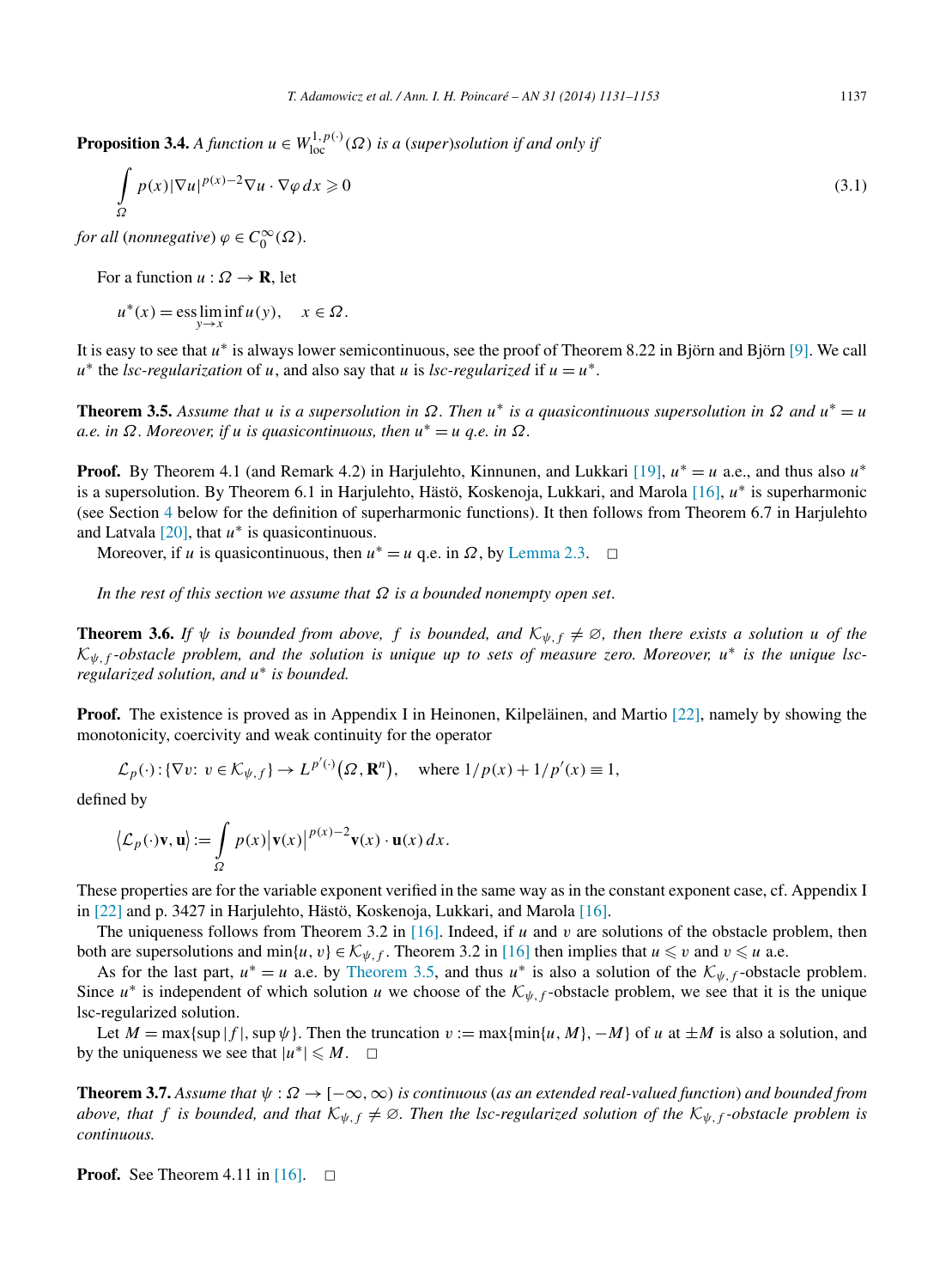**Proposition 3.4.** *A function $u \in W^{1,p(\cdot)}_{\mathrm{loc}}(\Omega)$ is a (super)solution if and only if*

$$\int_{\Omega} p(x)|\nabla u|^{p(x)-2}\nabla u \cdot \nabla\varphi\, dx \geqslant 0 \tag{3.1}$$

*for all (nonnegative) $\varphi \in C_0^\infty(\Omega)$.*

For a function $u : \Omega \to \mathbf{R}$, let

$$u^*(x) = \operatorname*{ess\,lim\,inf}_{y\to x} u(y), \quad x \in \Omega.$$

It is easy to see that $u^*$ is always lower semicontinuous, see the proof of Theorem 8.22 in Björn and Björn [9]. We call $u^*$ the *lsc-regularization* of $u$, and also say that $u$ is *lsc-regularized* if $u = u^*$.

**Theorem 3.5.** *Assume that $u$ is a supersolution in $\Omega$. Then $u^*$ is a quasicontinuous supersolution in $\Omega$ and $u^* = u$ a.e. in $\Omega$. Moreover, if $u$ is quasicontinuous, then $u^* = u$ q.e. in $\Omega$.*

**Proof.** By Theorem 4.1 (and Remark 4.2) in Harjulehto, Kinnunen, and Lukkari [19], $u^* = u$ a.e., and thus also $u^*$ is a supersolution. By Theorem 6.1 in Harjulehto, Hästö, Koskenoja, Lukkari, and Marola [16], $u^*$ is superharmonic (see Section 4 below for the definition of superharmonic functions). It then follows from Theorem 6.7 in Harjulehto and Latvala [20], that $u^*$ is quasicontinuous.

Moreover, if $u$ is quasicontinuous, then $u^* = u$ q.e. in $\Omega$, by Lemma 2.3. $\square$

*In the rest of this section we assume that $\Omega$ is a bounded nonempty open set.*

**Theorem 3.6.** *If $\psi$ is bounded from above, $f$ is bounded, and $\mathcal{K}_{\psi,f} \neq \varnothing$, then there exists a solution $u$ of the $\mathcal{K}_{\psi,f}$-obstacle problem, and the solution is unique up to sets of measure zero. Moreover, $u^*$ is the unique lsc-regularized solution, and $u^*$ is bounded.*

**Proof.** The existence is proved as in Appendix I in Heinonen, Kilpeläinen, and Martio [22], namely by showing the monotonicity, coercivity and weak continuity for the operator

$$\mathcal{L}_p(\cdot) : \{\nabla v\colon\ v \in \mathcal{K}_{\psi,f}\} \to L^{p'(\cdot)}\big(\Omega, \mathbf{R}^n\big), \quad \text{where } 1/p(x) + 1/p'(x) \equiv 1,$$

defined by

$$\big\langle \mathcal{L}_p(\cdot)\mathbf{v}, \mathbf{u}\big\rangle := \int_{\Omega} p(x)\big|\mathbf{v}(x)\big|^{p(x)-2}\mathbf{v}(x)\cdot \mathbf{u}(x)\, dx.$$

These properties are for the variable exponent verified in the same way as in the constant exponent case, cf. Appendix I in [22] and p. 3427 in Harjulehto, Hästö, Koskenoja, Lukkari, and Marola [16].

The uniqueness follows from Theorem 3.2 in [16]. Indeed, if $u$ and $v$ are solutions of the obstacle problem, then both are supersolutions and $\min\{u, v\} \in \mathcal{K}_{\psi,f}$. Theorem 3.2 in [16] then implies that $u \leqslant v$ and $v \leqslant u$ a.e.

As for the last part, $u^* = u$ a.e. by Theorem 3.5, and thus $u^*$ is also a solution of the $\mathcal{K}_{\psi,f}$-obstacle problem. Since $u^*$ is independent of which solution $u$ we choose of the $\mathcal{K}_{\psi,f}$-obstacle problem, we see that it is the unique lsc-regularized solution.

Let $M = \max\{\sup|f|, \sup\psi\}$. Then the truncation $v := \max\{\min\{u, M\}, -M\}$ of $u$ at $\pm M$ is also a solution, and by the uniqueness we see that $|u^*| \leqslant M$. $\square$

**Theorem 3.7.** *Assume that $\psi : \Omega \to [-\infty, \infty)$ is continuous (as an extended real-valued function) and bounded from above, that $f$ is bounded, and that $\mathcal{K}_{\psi,f} \neq \varnothing$. Then the lsc-regularized solution of the $\mathcal{K}_{\psi,f}$-obstacle problem is continuous.*

**Proof.** See Theorem 4.11 in [16]. $\square$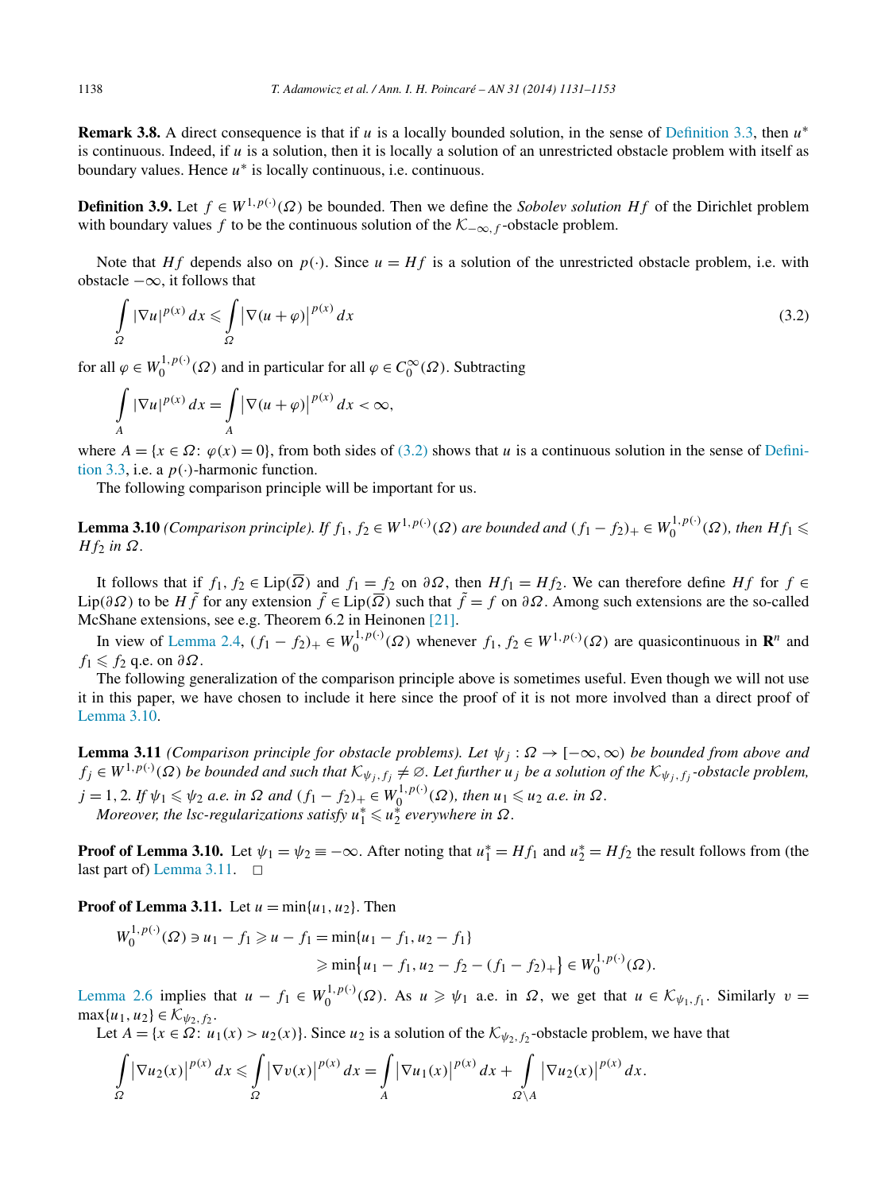**Remark 3.8.** A direct consequence is that if $u$ is a locally bounded solution, in the sense of Definition 3.3, then $u^*$ is continuous. Indeed, if $u$ is a solution, then it is locally a solution of an unrestricted obstacle problem with itself as boundary values. Hence $u^*$ is locally continuous, i.e. continuous.

**Definition 3.9.** Let $f \in W^{1,p(\cdot)}(\Omega)$ be bounded. Then we define the *Sobolev solution* $Hf$ of the Dirichlet problem with boundary values $f$ to be the continuous solution of the $\mathcal{K}_{-\infty,f}$-obstacle problem.

Note that $Hf$ depends also on $p(\cdot)$. Since $u = Hf$ is a solution of the unrestricted obstacle problem, i.e. with obstacle $-\infty$, it follows that

$$\int_\Omega |\nabla u|^{p(x)}\,dx \leqslant \int_\Omega \left|\nabla(u+\varphi)\right|^{p(x)}\,dx \tag{3.2}$$

for all $\varphi \in W_0^{1,p(\cdot)}(\Omega)$ and in particular for all $\varphi \in C_0^\infty(\Omega)$. Subtracting

$$\int_A |\nabla u|^{p(x)}\,dx = \int_A \left|\nabla(u+\varphi)\right|^{p(x)}\,dx < \infty,$$

where $A = \{x \in \Omega\colon \varphi(x) = 0\}$, from both sides of (3.2) shows that $u$ is a continuous solution in the sense of Definition 3.3, i.e. a $p(\cdot)$-harmonic function.

The following comparison principle will be important for us.

**Lemma 3.10** *(Comparison principle). If $f_1, f_2 \in W^{1,p(\cdot)}(\Omega)$ are bounded and $(f_1 - f_2)_+ \in W_0^{1,p(\cdot)}(\Omega)$, then $Hf_1 \leqslant Hf_2$ in $\Omega$.*

It follows that if $f_1, f_2 \in \operatorname{Lip}(\overline{\Omega})$ and $f_1 = f_2$ on $\partial\Omega$, then $Hf_1 = Hf_2$. We can therefore define $Hf$ for $f \in \operatorname{Lip}(\partial\Omega)$ to be $H\tilde{f}$ for any extension $\tilde{f} \in \operatorname{Lip}(\overline{\Omega})$ such that $\tilde{f} = f$ on $\partial\Omega$. Among such extensions are the so-called McShane extensions, see e.g. Theorem 6.2 in Heinonen [21].

In view of Lemma 2.4, $(f_1 - f_2)_+ \in W_0^{1,p(\cdot)}(\Omega)$ whenever $f_1, f_2 \in W^{1,p(\cdot)}(\Omega)$ are quasicontinuous in $\mathbf{R}^n$ and $f_1 \leqslant f_2$ q.e. on $\partial\Omega$.

The following generalization of the comparison principle above is sometimes useful. Even though we will not use it in this paper, we have chosen to include it here since the proof of it is not more involved than a direct proof of Lemma 3.10.

**Lemma 3.11** *(Comparison principle for obstacle problems). Let $\psi_j : \Omega \to [-\infty, \infty)$ be bounded from above and $f_j \in W^{1,p(\cdot)}(\Omega)$ be bounded and such that $\mathcal{K}_{\psi_j,f_j} \neq \varnothing$. Let further $u_j$ be a solution of the $\mathcal{K}_{\psi_j,f_j}$-obstacle problem, $j = 1, 2$. If $\psi_1 \leqslant \psi_2$ a.e. in $\Omega$ and $(f_1 - f_2)_+ \in W_0^{1,p(\cdot)}(\Omega)$, then $u_1 \leqslant u_2$ a.e. in $\Omega$.*

*Moreover, the lsc-regularizations satisfy $u_1^* \leqslant u_2^*$ everywhere in $\Omega$.*

**Proof of Lemma 3.10.** Let $\psi_1 = \psi_2 \equiv -\infty$. After noting that $u_1^* = Hf_1$ and $u_2^* = Hf_2$ the result follows from (the last part of) Lemma 3.11. $\square$

**Proof of Lemma 3.11.** Let $u = \min\{u_1, u_2\}$. Then

$$\begin{aligned}
W_0^{1,p(\cdot)}(\Omega) \ni u_1 - f_1 \geqslant u - f_1 &= \min\{u_1 - f_1, u_2 - f_1\} \\
&\geqslant \min\bigl\{u_1 - f_1, u_2 - f_2 - (f_1 - f_2)_+\bigr\} \in W_0^{1,p(\cdot)}(\Omega).
\end{aligned}$$

Lemma 2.6 implies that $u - f_1 \in W_0^{1,p(\cdot)}(\Omega)$. As $u \geqslant \psi_1$ a.e. in $\Omega$, we get that $u \in \mathcal{K}_{\psi_1,f_1}$. Similarly $v = \max\{u_1, u_2\} \in \mathcal{K}_{\psi_2,f_2}$.

Let $A = \{x \in \Omega\colon u_1(x) > u_2(x)\}$. Since $u_2$ is a solution of the $\mathcal{K}_{\psi_2,f_2}$-obstacle problem, we have that

$$\int_\Omega \left|\nabla u_2(x)\right|^{p(x)}\,dx \leqslant \int_\Omega \left|\nabla v(x)\right|^{p(x)}\,dx = \int_A \left|\nabla u_1(x)\right|^{p(x)}\,dx + \int_{\Omega\setminus A} \left|\nabla u_2(x)\right|^{p(x)}\,dx.$$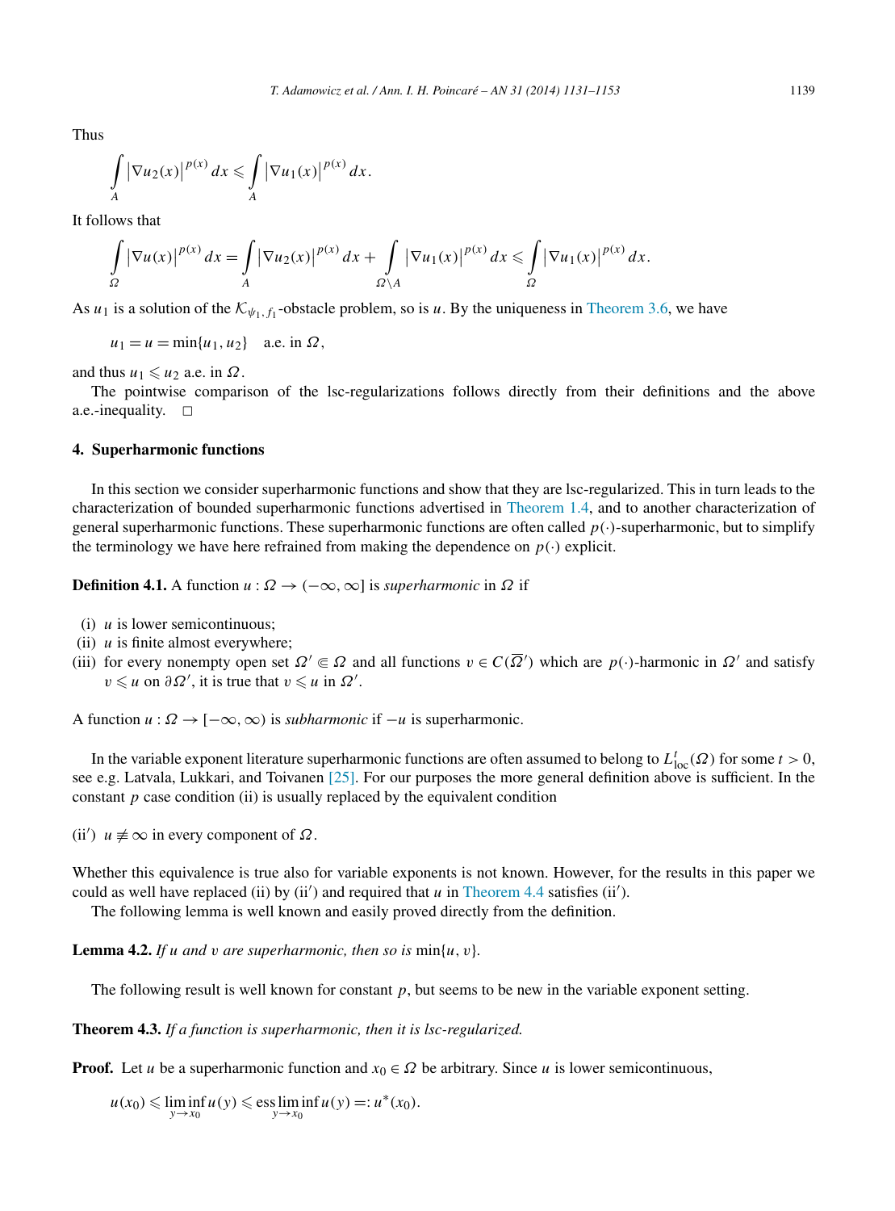Thus

$$\int_A |\nabla u_2(x)|^{p(x)}\,dx \leqslant \int_A |\nabla u_1(x)|^{p(x)}\,dx.$$

It follows that

$$\int_\Omega |\nabla u(x)|^{p(x)}\,dx = \int_A |\nabla u_2(x)|^{p(x)}\,dx + \int_{\Omega\setminus A} |\nabla u_1(x)|^{p(x)}\,dx \leqslant \int_\Omega |\nabla u_1(x)|^{p(x)}\,dx.$$

As $u_1$ is a solution of the $\mathcal{K}_{\psi_1,f_1}$-obstacle problem, so is $u$. By the uniqueness in Theorem 3.6, we have

$$u_1 = u = \min\{u_1, u_2\} \quad \text{a.e. in } \Omega,$$

and thus $u_1 \leqslant u_2$ a.e. in $\Omega$.

The pointwise comparison of the lsc-regularizations follows directly from their definitions and the above a.e.-inequality. □

## 4. Superharmonic functions

In this section we consider superharmonic functions and show that they are lsc-regularized. This in turn leads to the characterization of bounded superharmonic functions advertised in Theorem 1.4, and to another characterization of general superharmonic functions. These superharmonic functions are often called $p(\cdot)$-superharmonic, but to simplify the terminology we have here refrained from making the dependence on $p(\cdot)$ explicit.

**Definition 4.1.** A function $u : \Omega \to (-\infty, \infty]$ is *superharmonic* in $\Omega$ if

(i) $u$ is lower semicontinuous;
(ii) $u$ is finite almost everywhere;
(iii) for every nonempty open set $\Omega' \Subset \Omega$ and all functions $v \in C(\overline{\Omega'})$ which are $p(\cdot)$-harmonic in $\Omega'$ and satisfy $v \leqslant u$ on $\partial\Omega'$, it is true that $v \leqslant u$ in $\Omega'$.

A function $u : \Omega \to [-\infty, \infty)$ is *subharmonic* if $-u$ is superharmonic.

In the variable exponent literature superharmonic functions are often assumed to belong to $L^t_{\mathrm{loc}}(\Omega)$ for some $t > 0$, see e.g. Latvala, Lukkari, and Toivanen [25]. For our purposes the more general definition above is sufficient. In the constant $p$ case condition (ii) is usually replaced by the equivalent condition

(ii′) $u \not\equiv \infty$ in every component of $\Omega$.

Whether this equivalence is true also for variable exponents is not known. However, for the results in this paper we could as well have replaced (ii) by (ii′) and required that $u$ in Theorem 4.4 satisfies (ii′).

The following lemma is well known and easily proved directly from the definition.

**Lemma 4.2.** *If $u$ and $v$ are superharmonic, then so is* $\min\{u, v\}$.

The following result is well known for constant $p$, but seems to be new in the variable exponent setting.

**Theorem 4.3.** *If a function is superharmonic, then it is lsc-regularized.*

**Proof.** Let $u$ be a superharmonic function and $x_0 \in \Omega$ be arbitrary. Since $u$ is lower semicontinuous,

$$u(x_0) \leqslant \liminf_{y\to x_0} u(y) \leqslant \operatorname*{ess\,lim\,inf}_{y\to x_0} u(y) =: u^*(x_0).$$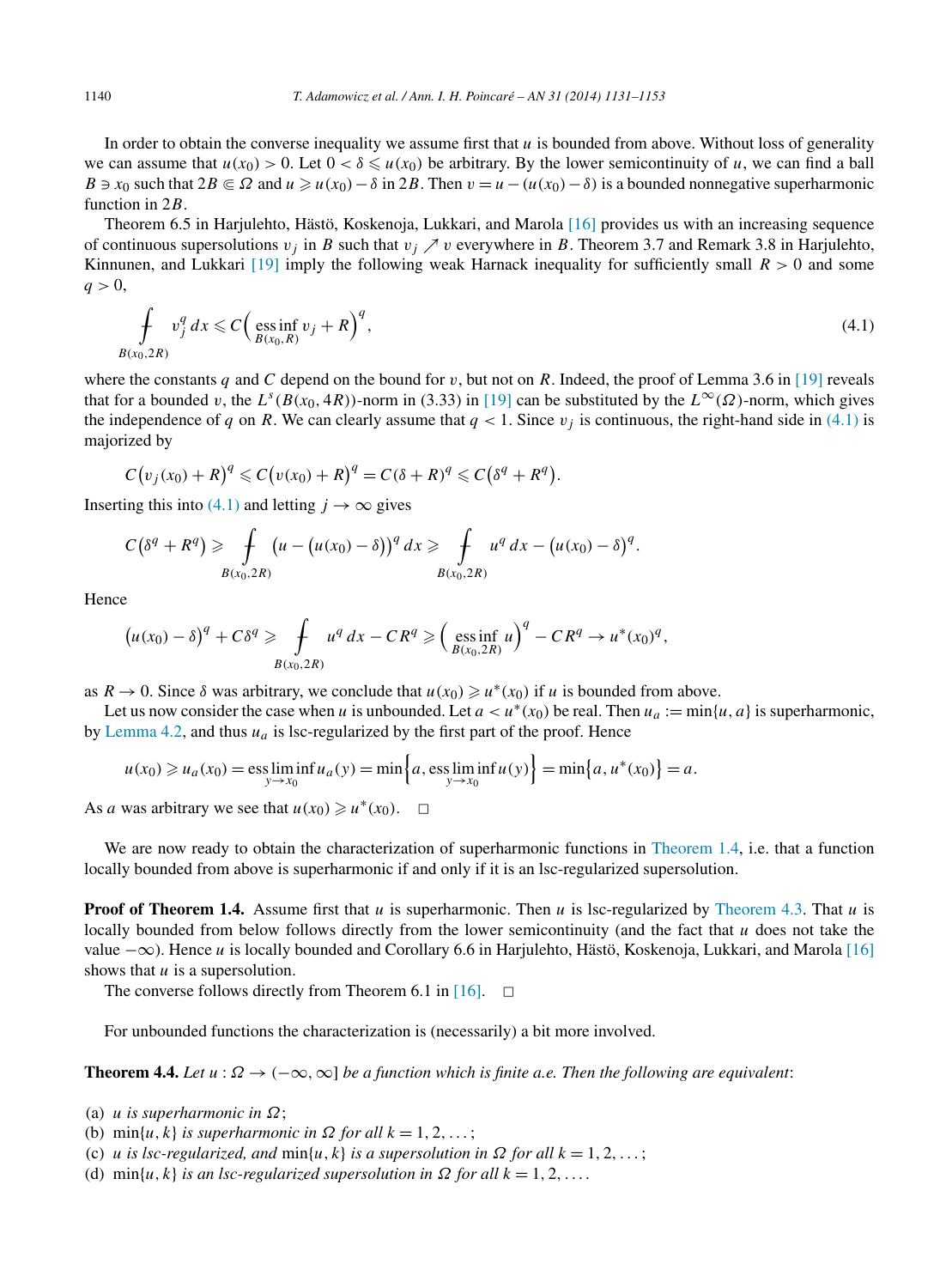In order to obtain the converse inequality we assume first that $u$ is bounded from above. Without loss of generality we can assume that $u(x_0) > 0$. Let $0 < \delta \leqslant u(x_0)$ be arbitrary. By the lower semicontinuity of $u$, we can find a ball $B \ni x_0$ such that $2B \Subset \Omega$ and $u \geqslant u(x_0) - \delta$ in $2B$. Then $v = u - (u(x_0) - \delta)$ is a bounded nonnegative superharmonic function in $2B$.

Theorem 6.5 in Harjulehto, Hästö, Koskenoja, Lukkari, and Marola [16] provides us with an increasing sequence of continuous supersolutions $v_j$ in $B$ such that $v_j \nearrow v$ everywhere in $B$. Theorem 3.7 and Remark 3.8 in Harjulehto, Kinnunen, and Lukkari [19] imply the following weak Harnack inequality for sufficiently small $R > 0$ and some $q > 0$,

$$\fint_{B(x_0,2R)} v_j^q \, dx \leqslant C\Big( \operatorname*{ess\,inf}_{B(x_0,R)} v_j + R\Big)^q, \tag{4.1}$$

where the constants $q$ and $C$ depend on the bound for $v$, but not on $R$. Indeed, the proof of Lemma 3.6 in [19] reveals that for a bounded $v$, the $L^s(B(x_0,4R))$-norm in (3.33) in [19] can be substituted by the $L^\infty(\Omega)$-norm, which gives the independence of $q$ on $R$. We can clearly assume that $q < 1$. Since $v_j$ is continuous, the right-hand side in (4.1) is majorized by

$$C\big(v_j(x_0) + R\big)^q \leqslant C\big(v(x_0) + R\big)^q = C(\delta + R)^q \leqslant C\big(\delta^q + R^q\big).$$

Inserting this into (4.1) and letting $j \to \infty$ gives

$$C\big(\delta^q + R^q\big) \geqslant \fint_{B(x_0,2R)} \big(u - \big(u(x_0) - \delta\big)\big)^q \, dx \geqslant \fint_{B(x_0,2R)} u^q \, dx - \big(u(x_0) - \delta\big)^q.$$

Hence

$$\big(u(x_0) - \delta\big)^q + C\delta^q \geqslant \fint_{B(x_0,2R)} u^q \, dx - CR^q \geqslant \Big( \operatorname*{ess\,inf}_{B(x_0,2R)} u\Big)^q - CR^q \to u^*(x_0)^q,$$

as $R \to 0$. Since $\delta$ was arbitrary, we conclude that $u(x_0) \geqslant u^*(x_0)$ if $u$ is bounded from above.

Let us now consider the case when $u$ is unbounded. Let $a < u^*(x_0)$ be real. Then $u_a := \min\{u, a\}$ is superharmonic, by Lemma 4.2, and thus $u_a$ is lsc-regularized by the first part of the proof. Hence

$$u(x_0) \geqslant u_a(x_0) = \operatorname*{ess\,lim\,inf}_{y \to x_0} u_a(y) = \min\Big\{a, \operatorname*{ess\,lim\,inf}_{y \to x_0} u(y)\Big\} = \min\big\{a, u^*(x_0)\big\} = a.$$

As $a$ was arbitrary we see that $u(x_0) \geqslant u^*(x_0)$. $\square$

We are now ready to obtain the characterization of superharmonic functions in Theorem 1.4, i.e. that a function locally bounded from above is superharmonic if and only if it is an lsc-regularized supersolution.

**Proof of Theorem 1.4.** Assume first that $u$ is superharmonic. Then $u$ is lsc-regularized by Theorem 4.3. That $u$ is locally bounded from below follows directly from the lower semicontinuity (and the fact that $u$ does not take the value $-\infty$). Hence $u$ is locally bounded and Corollary 6.6 in Harjulehto, Hästö, Koskenoja, Lukkari, and Marola [16] shows that $u$ is a supersolution.

The converse follows directly from Theorem 6.1 in [16]. $\square$

For unbounded functions the characterization is (necessarily) a bit more involved.

**Theorem 4.4.** *Let $u : \Omega \to (-\infty, \infty]$ be a function which is finite a.e. Then the following are equivalent*:

(a) *$u$ is superharmonic in $\Omega$*;
(b) *$\min\{u, k\}$ is superharmonic in $\Omega$ for all $k = 1, 2, \ldots$*;
(c) *$u$ is lsc-regularized, and $\min\{u, k\}$ is a supersolution in $\Omega$ for all $k = 1, 2, \ldots$*;
(d) *$\min\{u, k\}$ is an lsc-regularized supersolution in $\Omega$ for all $k = 1, 2, \ldots$.*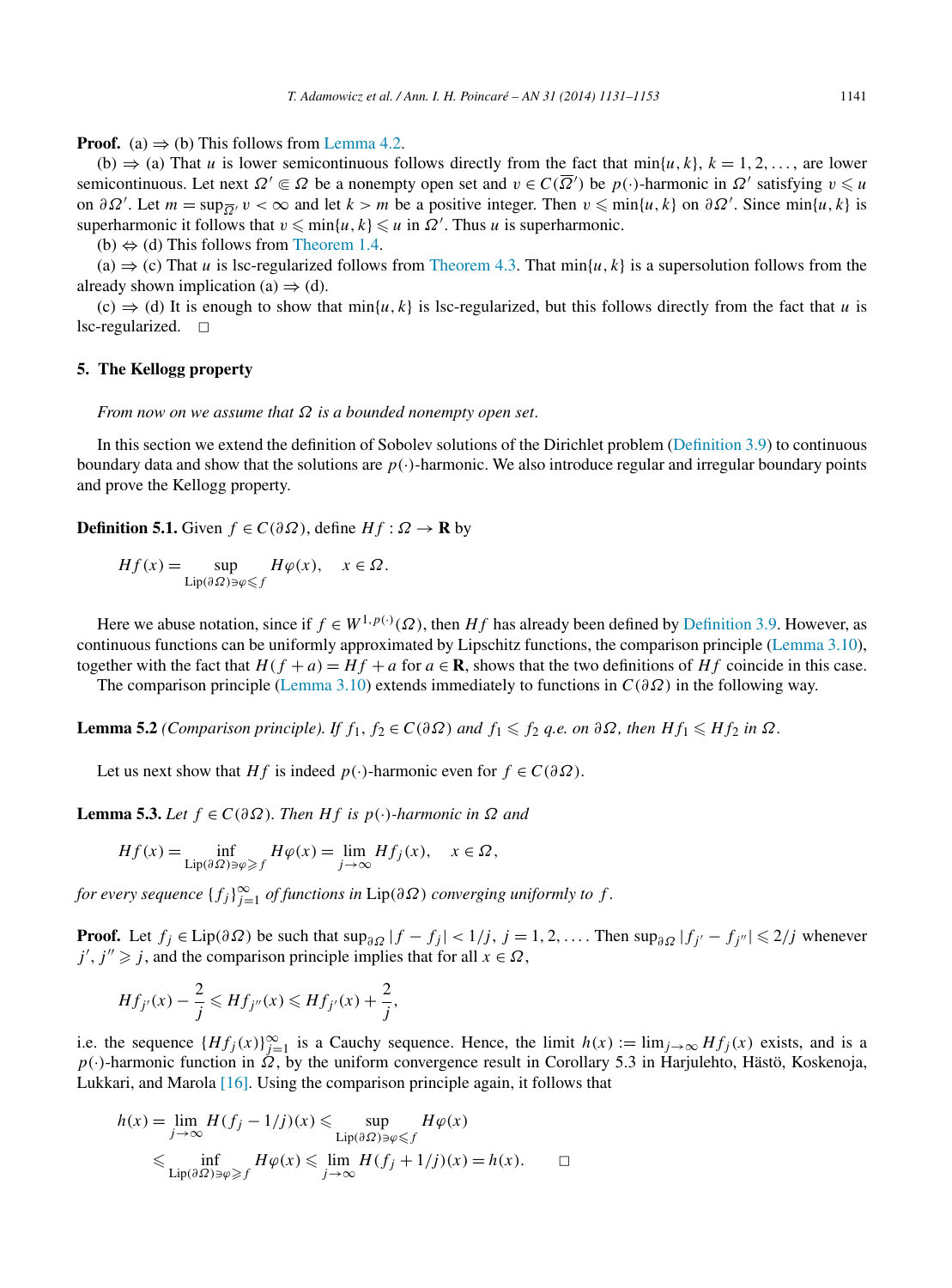**Proof.** (a) ⇒ (b) This follows from Lemma 4.2.

(b) ⇒ (a) That $u$ is lower semicontinuous follows directly from the fact that $\min\{u,k\}$, $k=1,2,\dots$, are lower semicontinuous. Let next $\Omega' \Subset \Omega$ be a nonempty open set and $v \in C(\overline{\Omega}')$ be $p(\cdot)$-harmonic in $\Omega'$ satisfying $v \leqslant u$ on $\partial\Omega'$. Let $m = \sup_{\overline{\Omega}'} v < \infty$ and let $k > m$ be a positive integer. Then $v \leqslant \min\{u,k\}$ on $\partial\Omega'$. Since $\min\{u,k\}$ is superharmonic it follows that $v \leqslant \min\{u,k\} \leqslant u$ in $\Omega'$. Thus $u$ is superharmonic.

(b) ⇔ (d) This follows from Theorem 1.4.

(a) ⇒ (c) That $u$ is lsc-regularized follows from Theorem 4.3. That $\min\{u,k\}$ is a supersolution follows from the already shown implication (a) ⇒ (d).

(c) ⇒ (d) It is enough to show that $\min\{u,k\}$ is lsc-regularized, but this follows directly from the fact that $u$ is lsc-regularized. □

## 5. The Kellogg property

*From now on we assume that $\Omega$ is a bounded nonempty open set.*

In this section we extend the definition of Sobolev solutions of the Dirichlet problem (Definition 3.9) to continuous boundary data and show that the solutions are $p(\cdot)$-harmonic. We also introduce regular and irregular boundary points and prove the Kellogg property.

**Definition 5.1.** Given $f \in C(\partial\Omega)$, define $Hf : \Omega \to \mathbf{R}$ by

$$Hf(x) = \sup_{\mathrm{Lip}(\partial\Omega)\ni\varphi\leqslant f} H\varphi(x), \quad x \in \Omega.$$

Here we abuse notation, since if $f \in W^{1,p(\cdot)}(\Omega)$, then $Hf$ has already been defined by Definition 3.9. However, as continuous functions can be uniformly approximated by Lipschitz functions, the comparison principle (Lemma 3.10), together with the fact that $H(f+a) = Hf + a$ for $a \in \mathbf{R}$, shows that the two definitions of $Hf$ coincide in this case.

The comparison principle (Lemma 3.10) extends immediately to functions in $C(\partial\Omega)$ in the following way.

**Lemma 5.2** *(Comparison principle). If $f_1, f_2 \in C(\partial\Omega)$ and $f_1 \leqslant f_2$ q.e. on $\partial\Omega$, then $Hf_1 \leqslant Hf_2$ in $\Omega$.*

Let us next show that $Hf$ is indeed $p(\cdot)$-harmonic even for $f \in C(\partial\Omega)$.

**Lemma 5.3.** *Let $f \in C(\partial\Omega)$. Then $Hf$ is $p(\cdot)$-harmonic in $\Omega$ and*

$$Hf(x) = \inf_{\mathrm{Lip}(\partial\Omega)\ni\varphi\geqslant f} H\varphi(x) = \lim_{j\to\infty} Hf_j(x), \quad x \in \Omega,$$

*for every sequence $\{f_j\}_{j=1}^\infty$ of functions in $\mathrm{Lip}(\partial\Omega)$ converging uniformly to $f$.*

**Proof.** Let $f_j \in \mathrm{Lip}(\partial\Omega)$ be such that $\sup_{\partial\Omega}|f - f_j| < 1/j$, $j = 1,2,\dots$. Then $\sup_{\partial\Omega}|f_{j'} - f_{j''}| \leqslant 2/j$ whenever $j', j'' \geqslant j$, and the comparison principle implies that for all $x \in \Omega$,

$$Hf_{j'}(x) - \frac{2}{j} \leqslant Hf_{j''}(x) \leqslant Hf_{j'}(x) + \frac{2}{j},$$

i.e. the sequence $\{Hf_j(x)\}_{j=1}^\infty$ is a Cauchy sequence. Hence, the limit $h(x) := \lim_{j\to\infty} Hf_j(x)$ exists, and is a $p(\cdot)$-harmonic function in $\Omega$, by the uniform convergence result in Corollary 5.3 in Harjulehto, Hästö, Koskenoja, Lukkari, and Marola [16]. Using the comparison principle again, it follows that

$$\begin{aligned} h(x) = \lim_{j\to\infty} H(f_j - 1/j)(x) &\leqslant \sup_{\mathrm{Lip}(\partial\Omega)\ni\varphi\leqslant f} H\varphi(x) \\ &\leqslant \inf_{\mathrm{Lip}(\partial\Omega)\ni\varphi\geqslant f} H\varphi(x) \leqslant \lim_{j\to\infty} H(f_j + 1/j)(x) = h(x). \end{aligned}$$

□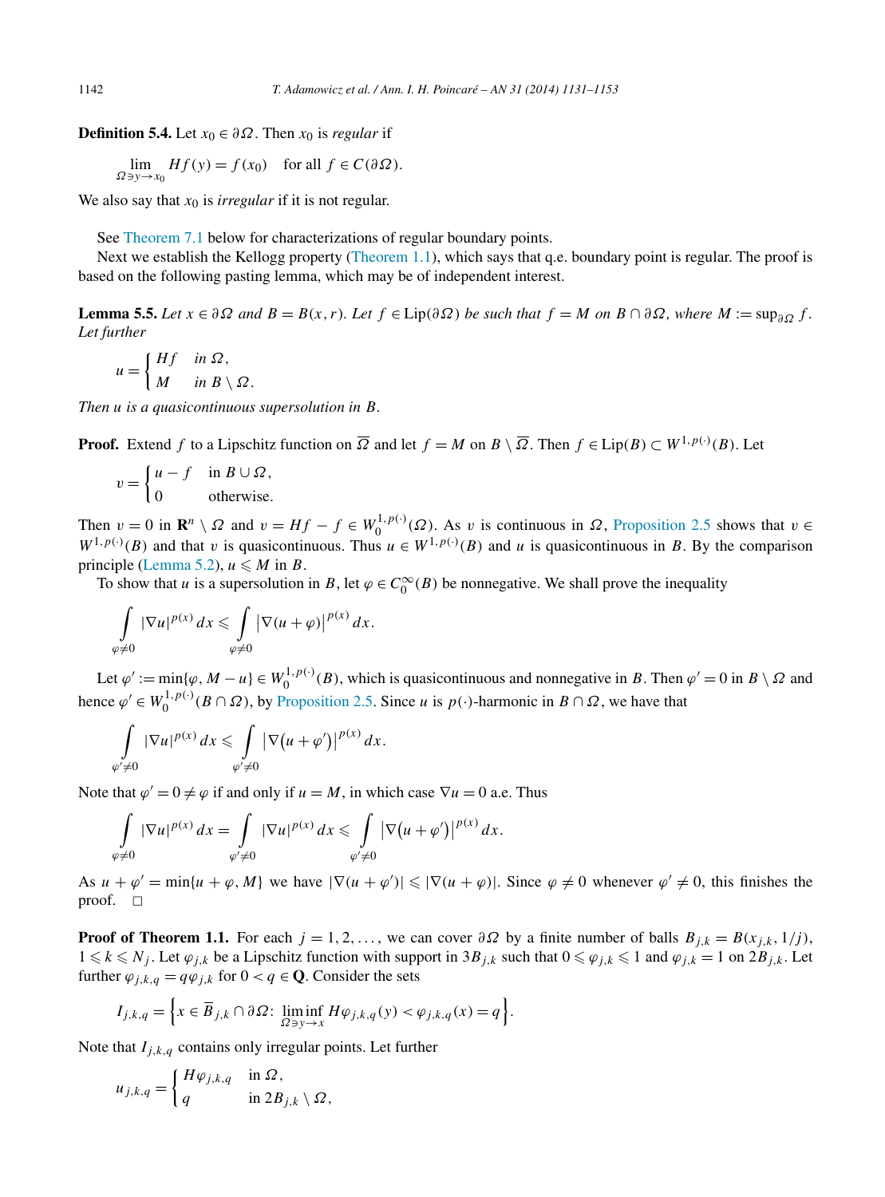**Definition 5.4.** Let $x_0 \in \partial\Omega$. Then $x_0$ is *regular* if

$$\lim_{\Omega \ni y \to x_0} Hf(y) = f(x_0) \quad \text{for all } f \in C(\partial\Omega).$$

We also say that $x_0$ is *irregular* if it is not regular.

See Theorem 7.1 below for characterizations of regular boundary points.

Next we establish the Kellogg property (Theorem 1.1), which says that q.e. boundary point is regular. The proof is based on the following pasting lemma, which may be of independent interest.

**Lemma 5.5.** *Let $x \in \partial\Omega$ and $B = B(x, r)$. Let $f \in \operatorname{Lip}(\partial\Omega)$ be such that $f = M$ on $B \cap \partial\Omega$, where $M := \sup_{\partial\Omega} f$. Let further*

$$u = \begin{cases} Hf & \text{in } \Omega, \\ M & \text{in } B \setminus \Omega. \end{cases}$$

*Then $u$ is a quasicontinuous supersolution in $B$.*

**Proof.** Extend $f$ to a Lipschitz function on $\overline{\Omega}$ and let $f = M$ on $B \setminus \overline{\Omega}$. Then $f \in \operatorname{Lip}(B) \subset W^{1,p(\cdot)}(B)$. Let

$$v = \begin{cases} u - f & \text{in } B \cup \Omega, \\ 0 & \text{otherwise.} \end{cases}$$

Then $v = 0$ in $\mathbf{R}^n \setminus \Omega$ and $v = Hf - f \in W_0^{1,p(\cdot)}(\Omega)$. As $v$ is continuous in $\Omega$, Proposition 2.5 shows that $v \in W^{1,p(\cdot)}(B)$ and that $v$ is quasicontinuous. Thus $u \in W^{1,p(\cdot)}(B)$ and $u$ is quasicontinuous in $B$. By the comparison principle (Lemma 5.2), $u \leqslant M$ in $B$.

To show that $u$ is a supersolution in $B$, let $\varphi \in C_0^\infty(B)$ be nonnegative. We shall prove the inequality

$$\int_{\varphi \neq 0} |\nabla u|^{p(x)}\, dx \leqslant \int_{\varphi \neq 0} \left|\nabla(u + \varphi)\right|^{p(x)}\, dx.$$

Let $\varphi' := \min\{\varphi, M - u\} \in W_0^{1,p(\cdot)}(B)$, which is quasicontinuous and nonnegative in $B$. Then $\varphi' = 0$ in $B \setminus \Omega$ and hence $\varphi' \in W_0^{1,p(\cdot)}(B \cap \Omega)$, by Proposition 2.5. Since $u$ is $p(\cdot)$-harmonic in $B \cap \Omega$, we have that

$$\int_{\varphi' \neq 0} |\nabla u|^{p(x)}\, dx \leqslant \int_{\varphi' \neq 0} \left|\nabla\big(u + \varphi'\big)\right|^{p(x)}\, dx.$$

Note that $\varphi' = 0 \neq \varphi$ if and only if $u = M$, in which case $\nabla u = 0$ a.e. Thus

$$\int_{\varphi \neq 0} |\nabla u|^{p(x)}\, dx = \int_{\varphi' \neq 0} |\nabla u|^{p(x)}\, dx \leqslant \int_{\varphi' \neq 0} \left|\nabla\big(u + \varphi'\big)\right|^{p(x)}\, dx.$$

As $u + \varphi' = \min\{u + \varphi, M\}$ we have $|\nabla(u + \varphi')| \leqslant |\nabla(u + \varphi)|$. Since $\varphi \neq 0$ whenever $\varphi' \neq 0$, this finishes the proof. $\square$

**Proof of Theorem 1.1.** For each $j = 1, 2, \ldots$, we can cover $\partial\Omega$ by a finite number of balls $B_{j,k} = B(x_{j,k}, 1/j)$, $1 \leqslant k \leqslant N_j$. Let $\varphi_{j,k}$ be a Lipschitz function with support in $3B_{j,k}$ such that $0 \leqslant \varphi_{j,k} \leqslant 1$ and $\varphi_{j,k} = 1$ on $2B_{j,k}$. Let further $\varphi_{j,k,q} = q\varphi_{j,k}$ for $0 < q \in \mathbf{Q}$. Consider the sets

$$I_{j,k,q} = \Big\{x \in \overline{B}_{j,k} \cap \partial\Omega\colon \liminf_{\Omega \ni y \to x} H\varphi_{j,k,q}(y) < \varphi_{j,k,q}(x) = q\Big\}.$$

Note that $I_{j,k,q}$ contains only irregular points. Let further

$$u_{j,k,q} = \begin{cases} H\varphi_{j,k,q} & \text{in } \Omega, \\ q & \text{in } 2B_{j,k} \setminus \Omega, \end{cases}$$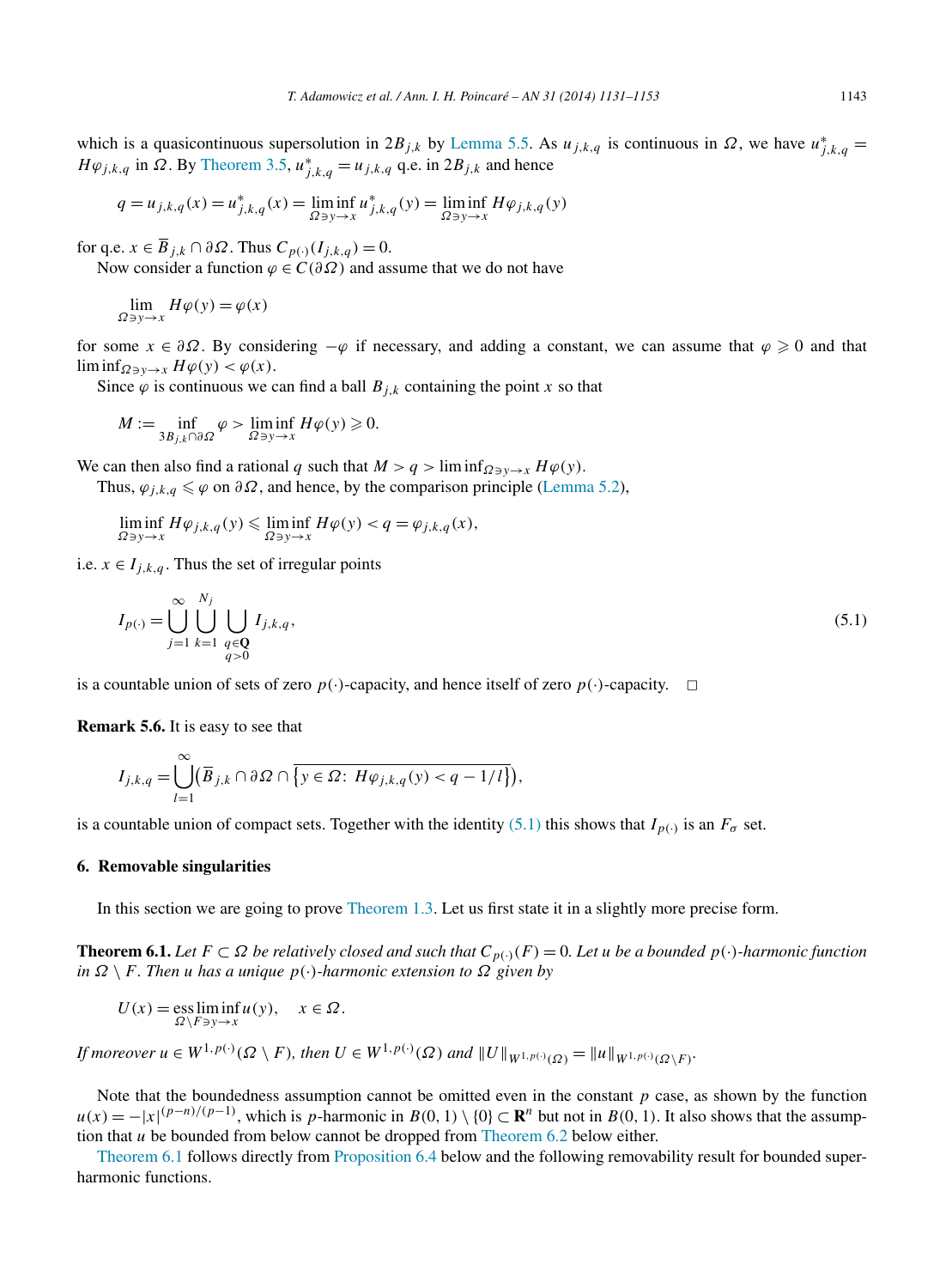which is a quasicontinuous supersolution in $2B_{j,k}$ by Lemma 5.5. As $u_{j,k,q}$ is continuous in $\Omega$, we have $u^*_{j,k,q} = H\varphi_{j,k,q}$ in $\Omega$. By Theorem 3.5, $u^*_{j,k,q} = u_{j,k,q}$ q.e. in $2B_{j,k}$ and hence

$$q = u_{j,k,q}(x) = u^*_{j,k,q}(x) = \liminf_{\Omega \ni y \to x} u^*_{j,k,q}(y) = \liminf_{\Omega \ni y \to x} H\varphi_{j,k,q}(y)$$

for q.e. $x \in \overline{B}_{j,k} \cap \partial\Omega$. Thus $C_{p(\cdot)}(I_{j,k,q}) = 0$.

Now consider a function $\varphi \in C(\partial\Omega)$ and assume that we do not have

$$\lim_{\Omega \ni y \to x} H\varphi(y) = \varphi(x)$$

for some $x \in \partial\Omega$. By considering $-\varphi$ if necessary, and adding a constant, we can assume that $\varphi \geqslant 0$ and that $\liminf_{\Omega \ni y \to x} H\varphi(y) < \varphi(x)$.

Since $\varphi$ is continuous we can find a ball $B_{j,k}$ containing the point $x$ so that

$$M := \inf_{3B_{j,k} \cap \partial\Omega} \varphi > \liminf_{\Omega \ni y \to x} H\varphi(y) \geqslant 0.$$

We can then also find a rational $q$ such that $M > q > \liminf_{\Omega \ni y \to x} H\varphi(y)$.

Thus, $\varphi_{j,k,q} \leqslant \varphi$ on $\partial\Omega$, and hence, by the comparison principle (Lemma 5.2),

$$\liminf_{\Omega \ni y \to x} H\varphi_{j,k,q}(y) \leqslant \liminf_{\Omega \ni y \to x} H\varphi(y) < q = \varphi_{j,k,q}(x),$$

i.e. $x \in I_{j,k,q}$. Thus the set of irregular points

$$I_{p(\cdot)} = \bigcup_{j=1}^{\infty} \bigcup_{k=1}^{N_j} \bigcup_{\substack{q \in \mathbf{Q} \\ q > 0}} I_{j,k,q}, \tag{5.1}$$

is a countable union of sets of zero $p(\cdot)$-capacity, and hence itself of zero $p(\cdot)$-capacity. $\square$

**Remark 5.6.** It is easy to see that

$$I_{j,k,q} = \bigcup_{l=1}^{\infty} \left(\overline{B}_{j,k} \cap \partial\Omega \cap \overline{\{y \in \Omega \colon H\varphi_{j,k,q}(y) < q - 1/l\}}\right),$$

is a countable union of compact sets. Together with the identity (5.1) this shows that $I_{p(\cdot)}$ is an $F_\sigma$ set.

## 6. Removable singularities

In this section we are going to prove Theorem 1.3. Let us first state it in a slightly more precise form.

**Theorem 6.1.** *Let $F \subset \Omega$ be relatively closed and such that $C_{p(\cdot)}(F) = 0$. Let $u$ be a bounded $p(\cdot)$-harmonic function in $\Omega \setminus F$. Then $u$ has a unique $p(\cdot)$-harmonic extension to $\Omega$ given by*

$$U(x) = \operatorname*{ess\,lim\,inf}_{\Omega \setminus F \ni y \to x} u(y), \quad x \in \Omega.$$

*If moreover $u \in W^{1,p(\cdot)}(\Omega \setminus F)$, then $U \in W^{1,p(\cdot)}(\Omega)$ and $\|U\|_{W^{1,p(\cdot)}(\Omega)} = \|u\|_{W^{1,p(\cdot)}(\Omega \setminus F)}$.*

Note that the boundedness assumption cannot be omitted even in the constant $p$ case, as shown by the function $u(x) = -|x|^{(p-n)/(p-1)}$, which is $p$-harmonic in $B(0,1) \setminus \{0\} \subset \mathbf{R}^n$ but not in $B(0,1)$. It also shows that the assumption that $u$ be bounded from below cannot be dropped from Theorem 6.2 below either.

Theorem 6.1 follows directly from Proposition 6.4 below and the following removability result for bounded superharmonic functions.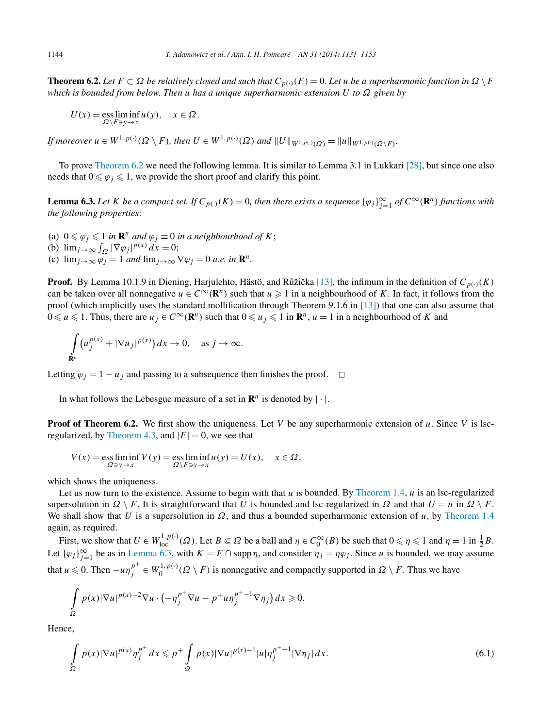**Theorem 6.2.** *Let $F \subset \Omega$ be relatively closed and such that $C_{p(\cdot)}(F) = 0$. Let $u$ be a superharmonic function in $\Omega \setminus F$ which is bounded from below. Then $u$ has a unique superharmonic extension $U$ to $\Omega$ given by*

$$U(x) = \operatorname*{ess\,lim\,inf}_{\Omega \setminus F \ni y \to x} u(y), \quad x \in \Omega.$$

*If moreover $u \in W^{1,p(\cdot)}(\Omega \setminus F)$, then $U \in W^{1,p(\cdot)}(\Omega)$ and $\|U\|_{W^{1,p(\cdot)}(\Omega)} = \|u\|_{W^{1,p(\cdot)}(\Omega \setminus F)}$.*

To prove Theorem 6.2 we need the following lemma. It is similar to Lemma 3.1 in Lukkari [28], but since one also needs that $0 \leqslant \varphi_j \leqslant 1$, we provide the short proof and clarify this point.

**Lemma 6.3.** *Let $K$ be a compact set. If $C_{p(\cdot)}(K) = 0$, then there exists a sequence $\{\varphi_j\}_{j=1}^{\infty}$ of $C^\infty(\mathbf{R}^n)$ functions with the following properties*:

(a) $0 \leqslant \varphi_j \leqslant 1$ *in* $\mathbf{R}^n$ *and* $\varphi_j \equiv 0$ *in a neighbourhood of* $K$;
(b) $\lim_{j\to\infty} \int_\Omega |\nabla \varphi_j|^{p(x)}\, dx = 0$;
(c) $\lim_{j\to\infty} \varphi_j = 1$ *and* $\lim_{j\to\infty} \nabla\varphi_j = 0$ *a.e. in* $\mathbf{R}^n$.

**Proof.** By Lemma 10.1.9 in Diening, Harjulehto, Hästö, and Růžička [13], the infimum in the definition of $C_{p(\cdot)}(K)$ can be taken over all nonnegative $u \in C^\infty(\mathbf{R}^n)$ such that $u \geqslant 1$ in a neighbourhood of $K$. In fact, it follows from the proof (which implicitly uses the standard mollification through Theorem 9.1.6 in [13]) that one can also assume that $0 \leqslant u \leqslant 1$. Thus, there are $u_j \in C^\infty(\mathbf{R}^n)$ such that $0 \leqslant u_j \leqslant 1$ in $\mathbf{R}^n$, $u = 1$ in a neighbourhood of $K$ and

$$\int_{\mathbf{R}^n} \left(u_j^{p(x)} + |\nabla u_j|^{p(x)}\right) dx \to 0, \quad \text{as } j \to \infty.$$

Letting $\varphi_j = 1 - u_j$ and passing to a subsequence then finishes the proof. $\square$

In what follows the Lebesgue measure of a set in $\mathbf{R}^n$ is denoted by $|\cdot|$.

**Proof of Theorem 6.2.** We first show the uniqueness. Let $V$ be any superharmonic extension of $u$. Since $V$ is lsc-regularized, by Theorem 4.3, and $|F| = 0$, we see that

$$V(x) = \operatorname*{ess\,lim\,inf}_{\Omega \ni y \to x} V(y) = \operatorname*{ess\,lim\,inf}_{\Omega \setminus F \ni y \to x} u(y) = U(x), \quad x \in \Omega,$$

which shows the uniqueness.

Let us now turn to the existence. Assume to begin with that $u$ is bounded. By Theorem 1.4, $u$ is an lsc-regularized supersolution in $\Omega \setminus F$. It is straightforward that $U$ is bounded and lsc-regularized in $\Omega$ and that $U = u$ in $\Omega \setminus F$. We shall show that $U$ is a supersolution in $\Omega$, and thus a bounded superharmonic extension of $u$, by Theorem 1.4 again, as required.

First, we show that $U \in W^{1,p(\cdot)}_{\mathrm{loc}}(\Omega)$. Let $B \Subset \Omega$ be a ball and $\eta \in C_0^\infty(B)$ be such that $0 \leqslant \eta \leqslant 1$ and $\eta = 1$ in $\frac{1}{2}B$. Let $\{\varphi_j\}_{j=1}^\infty$ be as in Lemma 6.3, with $K = F \cap \operatorname{supp}\eta$, and consider $\eta_j = \eta\varphi_j$. Since $u$ is bounded, we may assume that $u \leqslant 0$. Then $-u\eta_j^{p^+} \in W_0^{1,p(\cdot)}(\Omega \setminus F)$ is nonnegative and compactly supported in $\Omega \setminus F$. Thus we have

$$\int_\Omega p(x)|\nabla u|^{p(x)-2}\nabla u \cdot \left(-\eta_j^{p^+}\nabla u - p^+ u \eta_j^{p^+-1}\nabla\eta_j\right) dx \geqslant 0.$$

Hence,

$$\int_\Omega p(x)|\nabla u|^{p(x)}\eta_j^{p^+}\, dx \leqslant p^+ \int_\Omega p(x)|\nabla u|^{p(x)-1}|u|\eta_j^{p^+-1}|\nabla\eta_j|\, dx. \tag{6.1}$$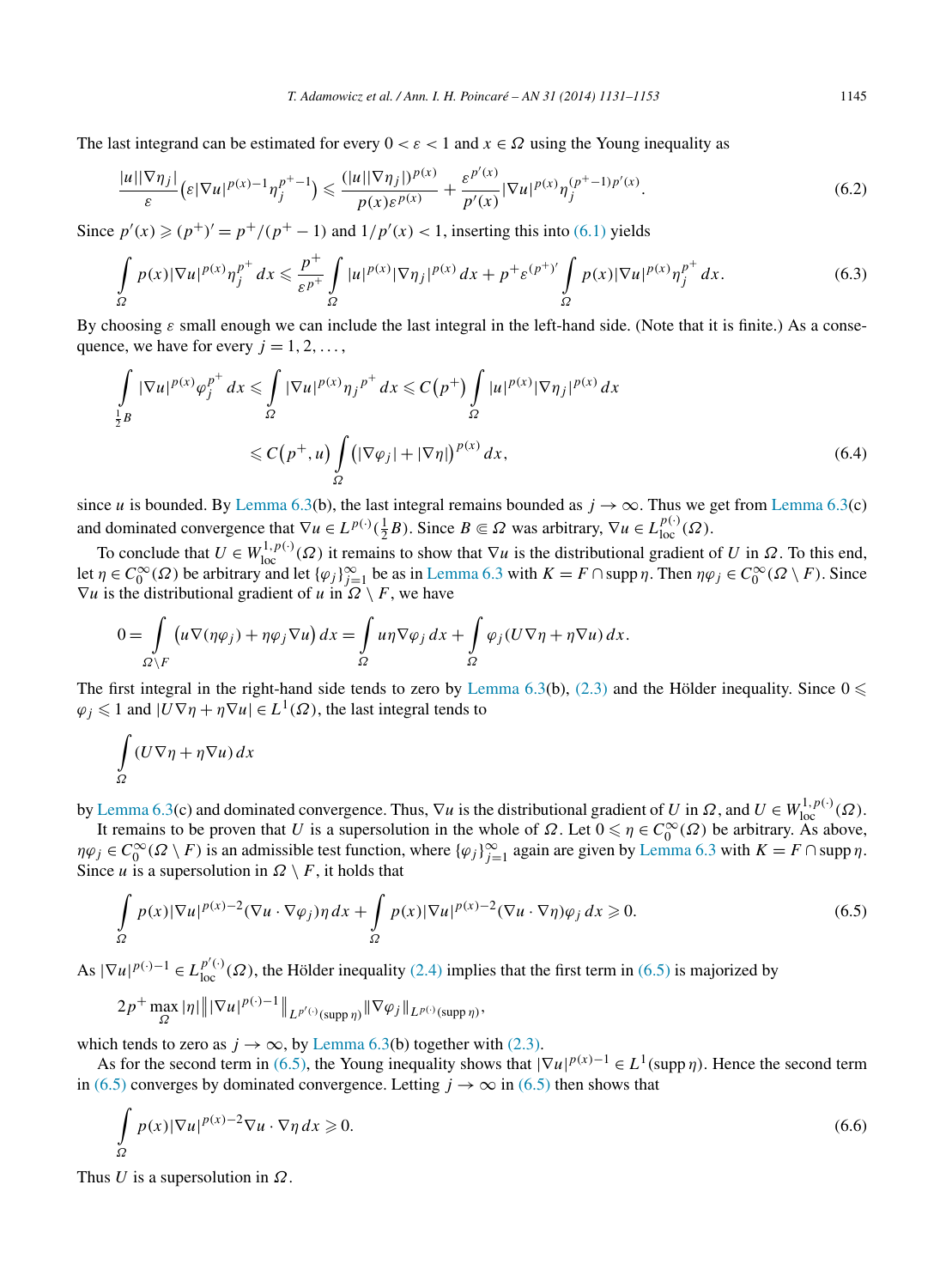The last integrand can be estimated for every $0 < \varepsilon < 1$ and $x \in \Omega$ using the Young inequality as

$$\frac{|u||\nabla \eta_j|}{\varepsilon}\left(\varepsilon |\nabla u|^{p(x)-1}\eta_j^{p^+-1}\right) \leqslant \frac{(|u||\nabla \eta_j|)^{p(x)}}{p(x)\varepsilon^{p(x)}} + \frac{\varepsilon^{p'(x)}}{p'(x)}|\nabla u|^{p(x)}\eta_j^{(p^+-1)p'(x)}. \tag{6.2}$$

Since $p'(x) \geqslant (p^+)' = p^+/(p^+-1)$ and $1/p'(x) < 1$, inserting this into (6.1) yields

$$\int_\Omega p(x)|\nabla u|^{p(x)}\eta_j^{p^+}\,dx \leqslant \frac{p^+}{\varepsilon^{p^+}}\int_\Omega |u|^{p(x)}|\nabla \eta_j|^{p(x)}\,dx + p^+\varepsilon^{(p^+)'}\int_\Omega p(x)|\nabla u|^{p(x)}\eta_j^{p^+}\,dx. \tag{6.3}$$

By choosing $\varepsilon$ small enough we can include the last integral in the left-hand side. (Note that it is finite.) As a consequence, we have for every $j = 1, 2, \ldots,$

$$\begin{aligned}\int_{\frac{1}{2}B} |\nabla u|^{p(x)}\varphi_j^{p^+}\,dx &\leqslant \int_\Omega |\nabla u|^{p(x)}{\eta_j}^{p^+}\,dx \leqslant C\left(p^+\right)\int_\Omega |u|^{p(x)}|\nabla \eta_j|^{p(x)}\,dx \\ &\leqslant C\left(p^+, u\right)\int_\Omega \left(|\nabla \varphi_j| + |\nabla \eta|\right)^{p(x)}\,dx,\end{aligned} \tag{6.4}$$

since $u$ is bounded. By Lemma 6.3(b), the last integral remains bounded as $j \to \infty$. Thus we get from Lemma 6.3(c) and dominated convergence that $\nabla u \in L^{p(\cdot)}(\frac{1}{2}B)$. Since $B \Subset \Omega$ was arbitrary, $\nabla u \in L^{p(\cdot)}_{\mathrm{loc}}(\Omega)$.

To conclude that $U \in W^{1,p(\cdot)}_{\mathrm{loc}}(\Omega)$ it remains to show that $\nabla u$ is the distributional gradient of $U$ in $\Omega$. To this end, let $\eta \in C_0^\infty(\Omega)$ be arbitrary and let $\{\varphi_j\}_{j=1}^\infty$ be as in Lemma 6.3 with $K = F \cap \operatorname{supp}\eta$. Then $\eta\varphi_j \in C_0^\infty(\Omega \setminus F)$. Since $\nabla u$ is the distributional gradient of $u$ in $\Omega \setminus F$, we have

$$0 = \int_{\Omega\setminus F}\left(u\nabla(\eta\varphi_j) + \eta\varphi_j\nabla u\right)dx = \int_\Omega u\eta\nabla\varphi_j\,dx + \int_\Omega \varphi_j(U\nabla\eta + \eta\nabla u)\,dx.$$

The first integral in the right-hand side tends to zero by Lemma 6.3(b), (2.3) and the Hölder inequality. Since $0 \leqslant \varphi_j \leqslant 1$ and $|U\nabla\eta + \eta\nabla u| \in L^1(\Omega)$, the last integral tends to

$$\int_\Omega (U\nabla\eta + \eta\nabla u)\,dx$$

by Lemma 6.3(c) and dominated convergence. Thus, $\nabla u$ is the distributional gradient of $U$ in $\Omega$, and $U \in W^{1,p(\cdot)}_{\mathrm{loc}}(\Omega)$.

It remains to be proven that $U$ is a supersolution in the whole of $\Omega$. Let $0 \leqslant \eta \in C_0^\infty(\Omega)$ be arbitrary. As above, $\eta\varphi_j \in C_0^\infty(\Omega \setminus F)$ is an admissible test function, where $\{\varphi_j\}_{j=1}^\infty$ again are given by Lemma 6.3 with $K = F \cap \operatorname{supp}\eta$. Since $u$ is a supersolution in $\Omega \setminus F$, it holds that

$$\int_\Omega p(x)|\nabla u|^{p(x)-2}(\nabla u\cdot\nabla\varphi_j)\eta\,dx + \int_\Omega p(x)|\nabla u|^{p(x)-2}(\nabla u\cdot\nabla\eta)\varphi_j\,dx \geqslant 0. \tag{6.5}$$

As $|\nabla u|^{p(\cdot)-1} \in L^{p'(\cdot)}_{\mathrm{loc}}(\Omega)$, the Hölder inequality (2.4) implies that the first term in (6.5) is majorized by

$$2p^+\max_\Omega|\eta|\left\||\nabla u|^{p(\cdot)-1}\right\|_{L^{p'(\cdot)}(\operatorname{supp}\eta)}\|\nabla\varphi_j\|_{L^{p(\cdot)}(\operatorname{supp}\eta)},$$

which tends to zero as $j \to \infty$, by Lemma 6.3(b) together with (2.3).

As for the second term in (6.5), the Young inequality shows that $|\nabla u|^{p(x)-1} \in L^1(\operatorname{supp}\eta)$. Hence the second term in (6.5) converges by dominated convergence. Letting $j \to \infty$ in (6.5) then shows that

$$\int_\Omega p(x)|\nabla u|^{p(x)-2}\nabla u\cdot\nabla\eta\,dx \geqslant 0. \tag{6.6}$$

Thus $U$ is a supersolution in $\Omega$.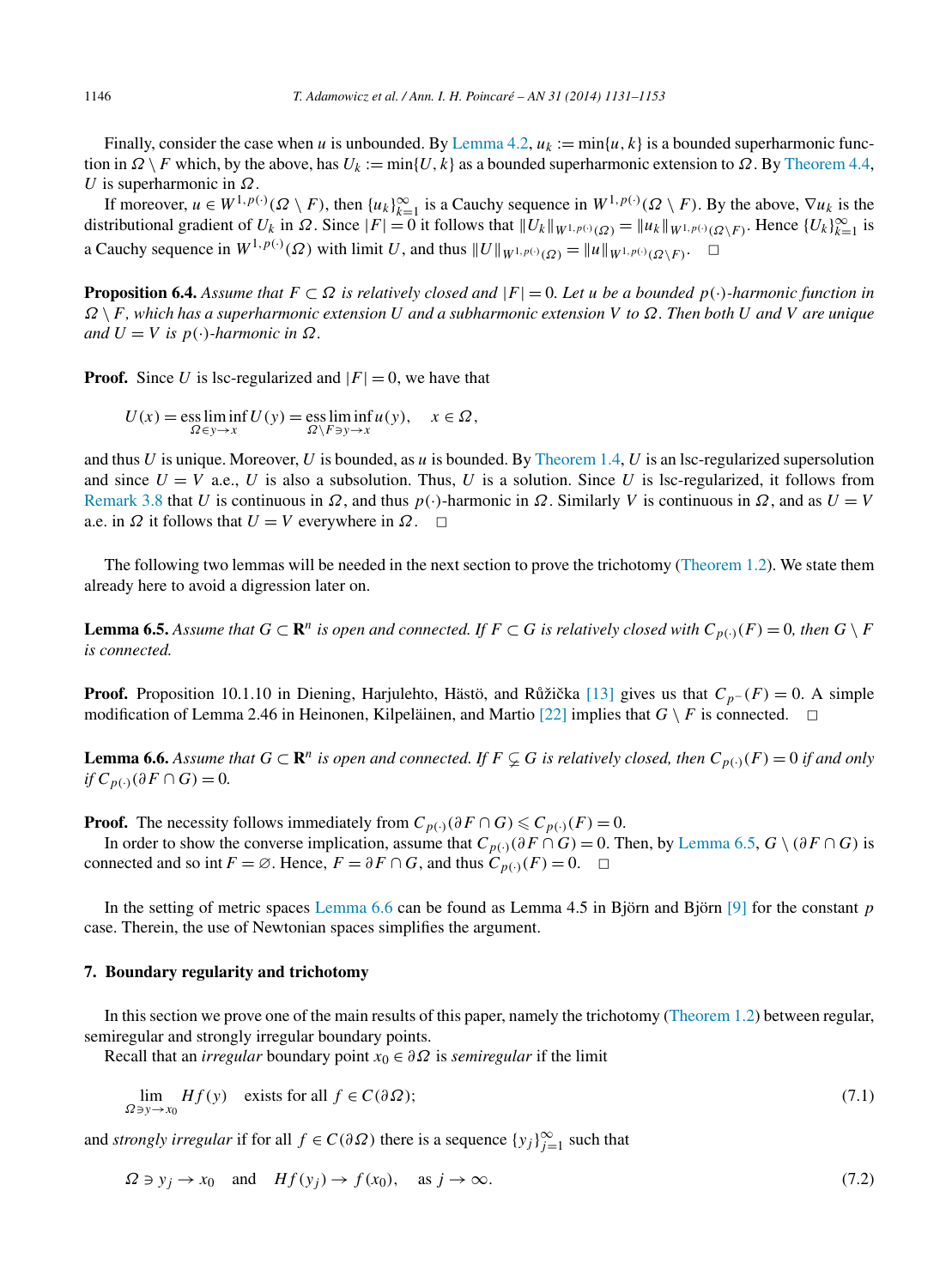Finally, consider the case when $u$ is unbounded. By Lemma 4.2, $u_k := \min\{u, k\}$ is a bounded superharmonic function in $\Omega \setminus F$ which, by the above, has $U_k := \min\{U, k\}$ as a bounded superharmonic extension to $\Omega$. By Theorem 4.4, $U$ is superharmonic in $\Omega$.

If moreover, $u \in W^{1,p(\cdot)}(\Omega \setminus F)$, then $\{u_k\}_{k=1}^\infty$ is a Cauchy sequence in $W^{1,p(\cdot)}(\Omega \setminus F)$. By the above, $\nabla u_k$ is the distributional gradient of $U_k$ in $\Omega$. Since $|F| = 0$ it follows that $\|U_k\|_{W^{1,p(\cdot)}(\Omega)} = \|u_k\|_{W^{1,p(\cdot)}(\Omega \setminus F)}$. Hence $\{U_k\}_{k=1}^\infty$ is a Cauchy sequence in $W^{1,p(\cdot)}(\Omega)$ with limit $U$, and thus $\|U\|_{W^{1,p(\cdot)}(\Omega)} = \|u\|_{W^{1,p(\cdot)}(\Omega \setminus F)}$. $\square$

**Proposition 6.4.** *Assume that $F \subset \Omega$ is relatively closed and $|F| = 0$. Let $u$ be a bounded $p(\cdot)$-harmonic function in $\Omega \setminus F$, which has a superharmonic extension $U$ and a subharmonic extension $V$ to $\Omega$. Then both $U$ and $V$ are unique and $U = V$ is $p(\cdot)$-harmonic in $\Omega$.*

**Proof.** Since $U$ is lsc-regularized and $|F| = 0$, we have that

$$U(x) = \operatorname*{ess\,lim\,inf}_{\Omega \ni y \to x} U(y) = \operatorname*{ess\,lim\,inf}_{\Omega \setminus F \ni y \to x} u(y), \quad x \in \Omega,$$

and thus $U$ is unique. Moreover, $U$ is bounded, as $u$ is bounded. By Theorem 1.4, $U$ is an lsc-regularized supersolution and since $U = V$ a.e., $U$ is also a subsolution. Thus, $U$ is a solution. Since $U$ is lsc-regularized, it follows from Remark 3.8 that $U$ is continuous in $\Omega$, and thus $p(\cdot)$-harmonic in $\Omega$. Similarly $V$ is continuous in $\Omega$, and as $U = V$ a.e. in $\Omega$ it follows that $U = V$ everywhere in $\Omega$. $\square$

The following two lemmas will be needed in the next section to prove the trichotomy (Theorem 1.2). We state them already here to avoid a digression later on.

**Lemma 6.5.** *Assume that $G \subset \mathbf{R}^n$ is open and connected. If $F \subset G$ is relatively closed with $C_{p(\cdot)}(F) = 0$, then $G \setminus F$ is connected.*

**Proof.** Proposition 10.1.10 in Diening, Harjulehto, Hästö, and Růžička [13] gives us that $C_{p^-}(F) = 0$. A simple modification of Lemma 2.46 in Heinonen, Kilpeläinen, and Martio [22] implies that $G \setminus F$ is connected. $\square$

**Lemma 6.6.** *Assume that $G \subset \mathbf{R}^n$ is open and connected. If $F \subsetneq G$ is relatively closed, then $C_{p(\cdot)}(F) = 0$ if and only if $C_{p(\cdot)}(\partial F \cap G) = 0$.*

**Proof.** The necessity follows immediately from $C_{p(\cdot)}(\partial F \cap G) \leqslant C_{p(\cdot)}(F) = 0$.

In order to show the converse implication, assume that $C_{p(\cdot)}(\partial F \cap G) = 0$. Then, by Lemma 6.5, $G \setminus (\partial F \cap G)$ is connected and so $\operatorname{int} F = \varnothing$. Hence, $F = \partial F \cap G$, and thus $C_{p(\cdot)}(F) = 0$. $\square$

In the setting of metric spaces Lemma 6.6 can be found as Lemma 4.5 in Björn and Björn [9] for the constant $p$ case. Therein, the use of Newtonian spaces simplifies the argument.

## 7. Boundary regularity and trichotomy

In this section we prove one of the main results of this paper, namely the trichotomy (Theorem 1.2) between regular, semiregular and strongly irregular boundary points.

Recall that an *irregular* boundary point $x_0 \in \partial\Omega$ is *semiregular* if the limit

$$\lim_{\Omega \ni y \to x_0} Hf(y) \quad \text{exists for all } f \in C(\partial\Omega); \tag{7.1}$$

and *strongly irregular* if for all $f \in C(\partial\Omega)$ there is a sequence $\{y_j\}_{j=1}^\infty$ such that

$$\Omega \ni y_j \to x_0 \quad \text{and} \quad Hf(y_j) \to f(x_0), \quad \text{as } j \to \infty. \tag{7.2}$$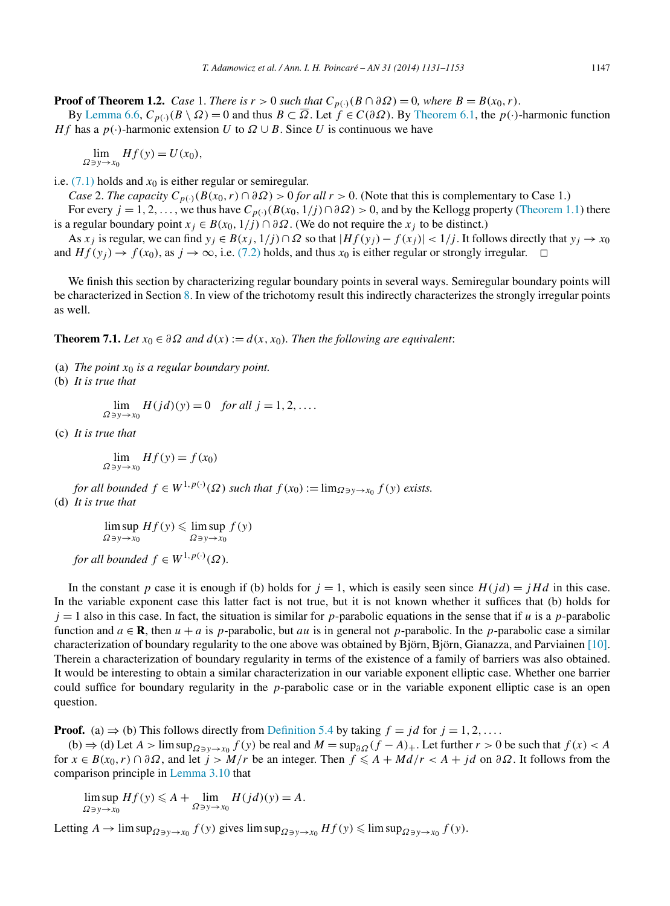**Proof of Theorem 1.2.** *Case* 1. *There is $r > 0$ such that $C_{p(\cdot)}(B \cap \partial\Omega) = 0$, where $B = B(x_0, r)$.*

By Lemma 6.6, $C_{p(\cdot)}(B \setminus \Omega) = 0$ and thus $B \subset \overline{\Omega}$. Let $f \in C(\partial\Omega)$. By Theorem 6.1, the $p(\cdot)$-harmonic function $Hf$ has a $p(\cdot)$-harmonic extension $U$ to $\Omega \cup B$. Since $U$ is continuous we have

$$\lim_{\Omega \ni y \to x_0} Hf(y) = U(x_0),$$

i.e. (7.1) holds and $x_0$ is either regular or semiregular.

*Case* 2. *The capacity $C_{p(\cdot)}(B(x_0, r) \cap \partial\Omega) > 0$ for all $r > 0$.* (Note that this is complementary to Case 1.)

For every $j = 1, 2, \dots$, we thus have $C_{p(\cdot)}(B(x_0, 1/j) \cap \partial\Omega) > 0$, and by the Kellogg property (Theorem 1.1) there is a regular boundary point $x_j \in B(x_0, 1/j) \cap \partial\Omega$. (We do not require the $x_j$ to be distinct.)

As $x_j$ is regular, we can find $y_j \in B(x_j, 1/j) \cap \Omega$ so that $|Hf(y_j) - f(x_j)| < 1/j$. It follows directly that $y_j \to x_0$ and $Hf(y_j) \to f(x_0)$, as $j \to \infty$, i.e. (7.2) holds, and thus $x_0$ is either regular or strongly irregular. $\square$

We finish this section by characterizing regular boundary points in several ways. Semiregular boundary points will be characterized in Section 8. In view of the trichotomy result this indirectly characterizes the strongly irregular points as well.

**Theorem 7.1.** *Let $x_0 \in \partial\Omega$ and $d(x) := d(x, x_0)$. Then the following are equivalent*:

(a) *The point $x_0$ is a regular boundary point.*

(b) *It is true that*

$$\lim_{\Omega \ni y \to x_0} H(jd)(y) = 0 \quad \textit{for all } j = 1, 2, \dots.$$

(c) *It is true that*

$$\lim_{\Omega \ni y \to x_0} Hf(y) = f(x_0)$$

*for all bounded $f \in W^{1,p(\cdot)}(\Omega)$ such that $f(x_0) := \lim_{\Omega \ni y \to x_0} f(y)$ exists.*

(d) *It is true that*

$$\limsup_{\Omega \ni y \to x_0} Hf(y) \leqslant \limsup_{\Omega \ni y \to x_0} f(y)$$

*for all bounded $f \in W^{1,p(\cdot)}(\Omega)$.*

In the constant $p$ case it is enough if (b) holds for $j = 1$, which is easily seen since $H(jd) = jHd$ in this case. In the variable exponent case this latter fact is not true, but it is not known whether it suffices that (b) holds for $j = 1$ also in this case. In fact, the situation is similar for $p$-parabolic equations in the sense that if $u$ is a $p$-parabolic function and $a \in \mathbf{R}$, then $u + a$ is $p$-parabolic, but $au$ is in general not $p$-parabolic. In the $p$-parabolic case a similar characterization of boundary regularity to the one above was obtained by Björn, Björn, Gianazza, and Parviainen [10]. Therein a characterization of boundary regularity in terms of the existence of a family of barriers was also obtained. It would be interesting to obtain a similar characterization in our variable exponent elliptic case. Whether one barrier could suffice for boundary regularity in the $p$-parabolic case or in the variable exponent elliptic case is an open question.

**Proof.** (a) $\Rightarrow$ (b) This follows directly from Definition 5.4 by taking $f = jd$ for $j = 1, 2, \dots$.

(b) $\Rightarrow$ (d) Let $A > \limsup_{\Omega \ni y \to x_0} f(y)$ be real and $M = \sup_{\partial\Omega}(f - A)_+$. Let further $r > 0$ be such that $f(x) < A$ for $x \in B(x_0, r) \cap \partial\Omega$, and let $j > M/r$ be an integer. Then $f \leqslant A + Md/r < A + jd$ on $\partial\Omega$. It follows from the comparison principle in Lemma 3.10 that

$$\limsup_{\Omega \ni y \to x_0} Hf(y) \leqslant A + \lim_{\Omega \ni y \to x_0} H(jd)(y) = A.$$

Letting $A \to \limsup_{\Omega \ni y \to x_0} f(y)$ gives $\limsup_{\Omega \ni y \to x_0} Hf(y) \leqslant \limsup_{\Omega \ni y \to x_0} f(y)$.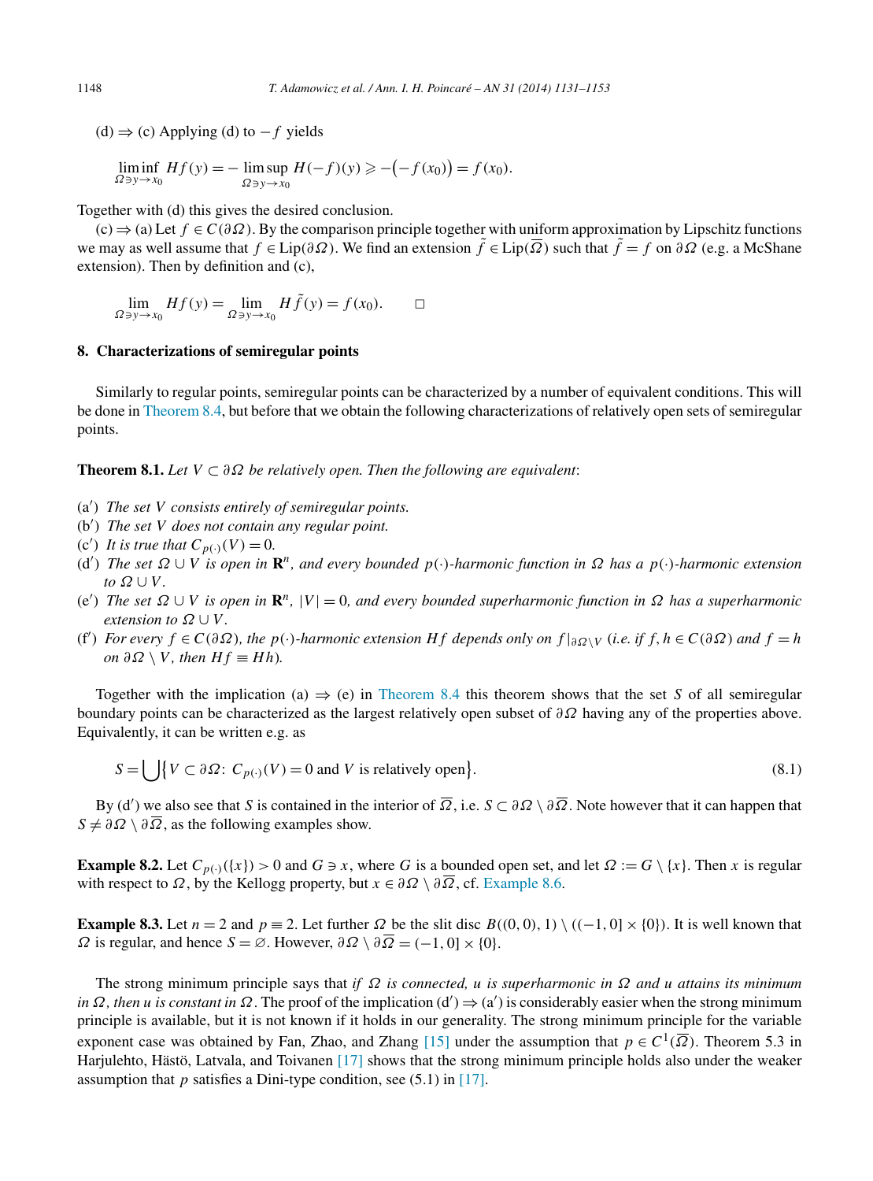(d) ⇒ (c) Applying (d) to $-f$ yields

$$\liminf_{\Omega\ni y\to x_0} Hf(y) = -\limsup_{\Omega\ni y\to x_0} H(-f)(y) \geqslant -\big(-f(x_0)\big) = f(x_0).$$

Together with (d) this gives the desired conclusion.

(c) ⇒ (a) Let $f \in C(\partial\Omega)$. By the comparison principle together with uniform approximation by Lipschitz functions we may as well assume that $f \in \operatorname{Lip}(\partial\Omega)$. We find an extension $\tilde{f} \in \operatorname{Lip}(\overline{\Omega})$ such that $\tilde{f} = f$ on $\partial\Omega$ (e.g. a McShane extension). Then by definition and (c),

$$\lim_{\Omega\ni y\to x_0} Hf(y) = \lim_{\Omega\ni y\to x_0} H\tilde{f}(y) = f(x_0). \qquad \square$$

## 8. Characterizations of semiregular points

Similarly to regular points, semiregular points can be characterized by a number of equivalent conditions. This will be done in Theorem 8.4, but before that we obtain the following characterizations of relatively open sets of semiregular points.

**Theorem 8.1.** *Let $V \subset \partial\Omega$ be relatively open. Then the following are equivalent*:

(a′) *The set $V$ consists entirely of semiregular points.*
(b′) *The set $V$ does not contain any regular point.*
(c′) *It is true that $C_{p(\cdot)}(V) = 0$.*
(d′) *The set $\Omega \cup V$ is open in $\mathbf{R}^n$, and every bounded $p(\cdot)$-harmonic function in $\Omega$ has a $p(\cdot)$-harmonic extension to $\Omega \cup V$.*
(e′) *The set $\Omega \cup V$ is open in $\mathbf{R}^n$, $|V| = 0$, and every bounded superharmonic function in $\Omega$ has a superharmonic extension to $\Omega \cup V$.*
(f′) *For every $f \in C(\partial\Omega)$, the $p(\cdot)$-harmonic extension $Hf$ depends only on $f|_{\partial\Omega\setminus V}$ (i.e. if $f, h \in C(\partial\Omega)$ and $f = h$ on $\partial\Omega \setminus V$, then $Hf \equiv Hh$).*

Together with the implication (a) ⇒ (e) in Theorem 8.4 this theorem shows that the set $S$ of all semiregular boundary points can be characterized as the largest relatively open subset of $\partial\Omega$ having any of the properties above. Equivalently, it can be written e.g. as

$$S = \bigcup\{V \subset \partial\Omega\colon\ C_{p(\cdot)}(V) = 0 \text{ and } V \text{ is relatively open}\}. \tag{8.1}$$

By (d′) we also see that $S$ is contained in the interior of $\overline{\Omega}$, i.e. $S \subset \partial\Omega \setminus \partial\overline{\Omega}$. Note however that it can happen that $S \neq \partial\Omega \setminus \partial\overline{\Omega}$, as the following examples show.

**Example 8.2.** Let $C_{p(\cdot)}(\{x\}) > 0$ and $G \ni x$, where $G$ is a bounded open set, and let $\Omega := G \setminus \{x\}$. Then $x$ is regular with respect to $\Omega$, by the Kellogg property, but $x \in \partial\Omega \setminus \partial\overline{\Omega}$, cf. Example 8.6.

**Example 8.3.** Let $n = 2$ and $p \equiv 2$. Let further $\Omega$ be the slit disc $B((0,0),1) \setminus ((-1,0] \times \{0\})$. It is well known that $\Omega$ is regular, and hence $S = \varnothing$. However, $\partial\Omega \setminus \partial\overline{\Omega} = (-1,0] \times \{0\}$.

The strong minimum principle says that *if $\Omega$ is connected, $u$ is superharmonic in $\Omega$ and $u$ attains its minimum in $\Omega$, then $u$ is constant in $\Omega$*. The proof of the implication (d′) ⇒ (a′) is considerably easier when the strong minimum principle is available, but it is not known if it holds in our generality. The strong minimum principle for the variable exponent case was obtained by Fan, Zhao, and Zhang [15] under the assumption that $p \in C^1(\overline{\Omega})$. Theorem 5.3 in Harjulehto, Hästö, Latvala, and Toivanen [17] shows that the strong minimum principle holds also under the weaker assumption that $p$ satisfies a Dini-type condition, see (5.1) in [17].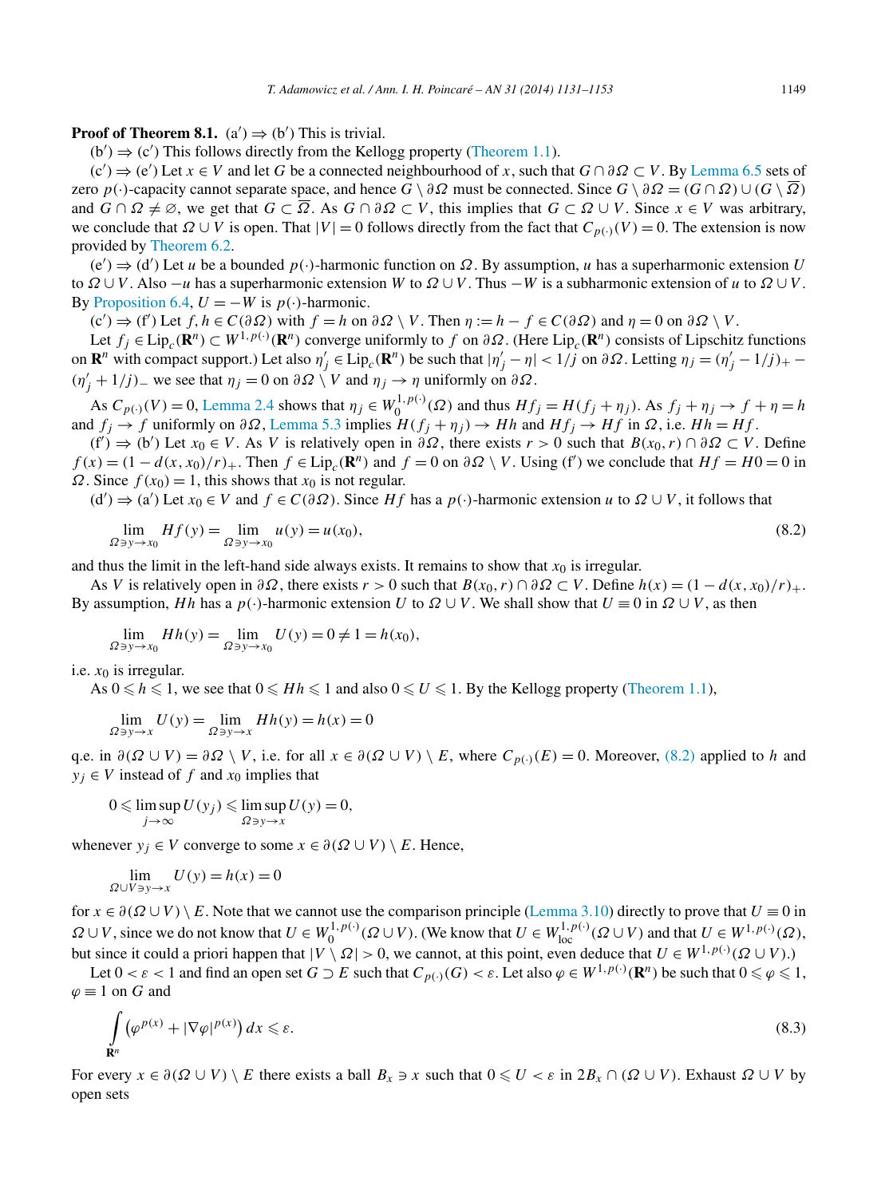**Proof of Theorem 8.1.** (a′) ⇒ (b′) This is trivial.

(b′) ⇒ (c′) This follows directly from the Kellogg property (Theorem 1.1).

(c′) ⇒ (e′) Let $x \in V$ and let $G$ be a connected neighbourhood of $x$, such that $G \cap \partial\Omega \subset V$. By Lemma 6.5 sets of zero $p(\cdot)$-capacity cannot separate space, and hence $G \setminus \partial\Omega$ must be connected. Since $G \setminus \partial\Omega = (G \cap \Omega) \cup (G \setminus \overline{\Omega})$ and $G \cap \Omega \neq \varnothing$, we get that $G \subset \overline{\Omega}$. As $G \cap \partial\Omega \subset V$, this implies that $G \subset \Omega \cup V$. Since $x \in V$ was arbitrary, we conclude that $\Omega \cup V$ is open. That $|V| = 0$ follows directly from the fact that $C_{p(\cdot)}(V) = 0$. The extension is now provided by Theorem 6.2.

(e′) ⇒ (d′) Let $u$ be a bounded $p(\cdot)$-harmonic function on $\Omega$. By assumption, $u$ has a superharmonic extension $U$ to $\Omega \cup V$. Also $-u$ has a superharmonic extension $W$ to $\Omega \cup V$. Thus $-W$ is a subharmonic extension of $u$ to $\Omega \cup V$. By Proposition 6.4, $U = -W$ is $p(\cdot)$-harmonic.

(c′) ⇒ (f′) Let $f, h \in C(\partial\Omega)$ with $f = h$ on $\partial\Omega \setminus V$. Then $\eta := h - f \in C(\partial\Omega)$ and $\eta = 0$ on $\partial\Omega \setminus V$.

Let $f_j \in \mathrm{Lip}_c(\mathbf{R}^n) \subset W^{1,p(\cdot)}(\mathbf{R}^n)$ converge uniformly to $f$ on $\partial\Omega$. (Here $\mathrm{Lip}_c(\mathbf{R}^n)$ consists of Lipschitz functions on $\mathbf{R}^n$ with compact support.) Let also $\eta'_j \in \mathrm{Lip}_c(\mathbf{R}^n)$ be such that $|\eta'_j - \eta| < 1/j$ on $\partial\Omega$. Letting $\eta_j = (\eta'_j - 1/j)_+ - (\eta'_j + 1/j)_-$ we see that $\eta_j = 0$ on $\partial\Omega \setminus V$ and $\eta_j \to \eta$ uniformly on $\partial\Omega$.

As $C_{p(\cdot)}(V) = 0$, Lemma 2.4 shows that $\eta_j \in W_0^{1,p(\cdot)}(\Omega)$ and thus $Hf_j = H(f_j + \eta_j)$. As $f_j + \eta_j \to f + \eta = h$ and $f_j \to f$ uniformly on $\partial\Omega$, Lemma 5.3 implies $H(f_j + \eta_j) \to Hh$ and $Hf_j \to Hf$ in $\Omega$, i.e. $Hh = Hf$.

(f′) ⇒ (b′) Let $x_0 \in V$. As $V$ is relatively open in $\partial\Omega$, there exists $r > 0$ such that $B(x_0, r) \cap \partial\Omega \subset V$. Define $f(x) = (1 - d(x, x_0)/r)_+$. Then $f \in \mathrm{Lip}_c(\mathbf{R}^n)$ and $f = 0$ on $\partial\Omega \setminus V$. Using (f′) we conclude that $Hf = H0 = 0$ in $\Omega$. Since $f(x_0) = 1$, this shows that $x_0$ is not regular.

(d′) ⇒ (a′) Let $x_0 \in V$ and $f \in C(\partial\Omega)$. Since $Hf$ has a $p(\cdot)$-harmonic extension $u$ to $\Omega \cup V$, it follows that

$$\lim_{\Omega \ni y \to x_0} Hf(y) = \lim_{\Omega \ni y \to x_0} u(y) = u(x_0), \tag{8.2}$$

and thus the limit in the left-hand side always exists. It remains to show that $x_0$ is irregular.

As $V$ is relatively open in $\partial\Omega$, there exists $r > 0$ such that $B(x_0, r) \cap \partial\Omega \subset V$. Define $h(x) = (1 - d(x, x_0)/r)_+$. By assumption, $Hh$ has a $p(\cdot)$-harmonic extension $U$ to $\Omega \cup V$. We shall show that $U \equiv 0$ in $\Omega \cup V$, as then

$$\lim_{\Omega \ni y \to x_0} Hh(y) = \lim_{\Omega \ni y \to x_0} U(y) = 0 \neq 1 = h(x_0),$$

i.e. $x_0$ is irregular.

As $0 \leqslant h \leqslant 1$, we see that $0 \leqslant Hh \leqslant 1$ and also $0 \leqslant U \leqslant 1$. By the Kellogg property (Theorem 1.1),

$$\lim_{\Omega \ni y \to x} U(y) = \lim_{\Omega \ni y \to x} Hh(y) = h(x) = 0$$

q.e. in $\partial(\Omega \cup V) = \partial\Omega \setminus V$, i.e. for all $x \in \partial(\Omega \cup V) \setminus E$, where $C_{p(\cdot)}(E) = 0$. Moreover, (8.2) applied to $h$ and $y_j \in V$ instead of $f$ and $x_0$ implies that

$$0 \leqslant \limsup_{j \to \infty} U(y_j) \leqslant \limsup_{\Omega \ni y \to x} U(y) = 0,$$

whenever $y_j \in V$ converge to some $x \in \partial(\Omega \cup V) \setminus E$. Hence,

$$\lim_{\Omega \cup V \ni y \to x} U(y) = h(x) = 0$$

for $x \in \partial(\Omega \cup V) \setminus E$. Note that we cannot use the comparison principle (Lemma 3.10) directly to prove that $U \equiv 0$ in $\Omega \cup V$, since we do not know that $U \in W_0^{1,p(\cdot)}(\Omega \cup V)$. (We know that $U \in W_{\mathrm{loc}}^{1,p(\cdot)}(\Omega \cup V)$ and that $U \in W^{1,p(\cdot)}(\Omega)$, but since it could a priori happen that $|V \setminus \Omega| > 0$, we cannot, at this point, even deduce that $U \in W^{1,p(\cdot)}(\Omega \cup V)$.)

Let $0 < \varepsilon < 1$ and find an open set $G \supset E$ such that $C_{p(\cdot)}(G) < \varepsilon$. Let also $\varphi \in W^{1,p(\cdot)}(\mathbf{R}^n)$ be such that $0 \leqslant \varphi \leqslant 1$, $\varphi \equiv 1$ on $G$ and

$$\int_{\mathbf{R}^n} \left(\varphi^{p(x)} + |\nabla\varphi|^{p(x)}\right) dx \leqslant \varepsilon. \tag{8.3}$$

For every $x \in \partial(\Omega \cup V) \setminus E$ there exists a ball $B_x \ni x$ such that $0 \leqslant U < \varepsilon$ in $2B_x \cap (\Omega \cup V)$. Exhaust $\Omega \cup V$ by open sets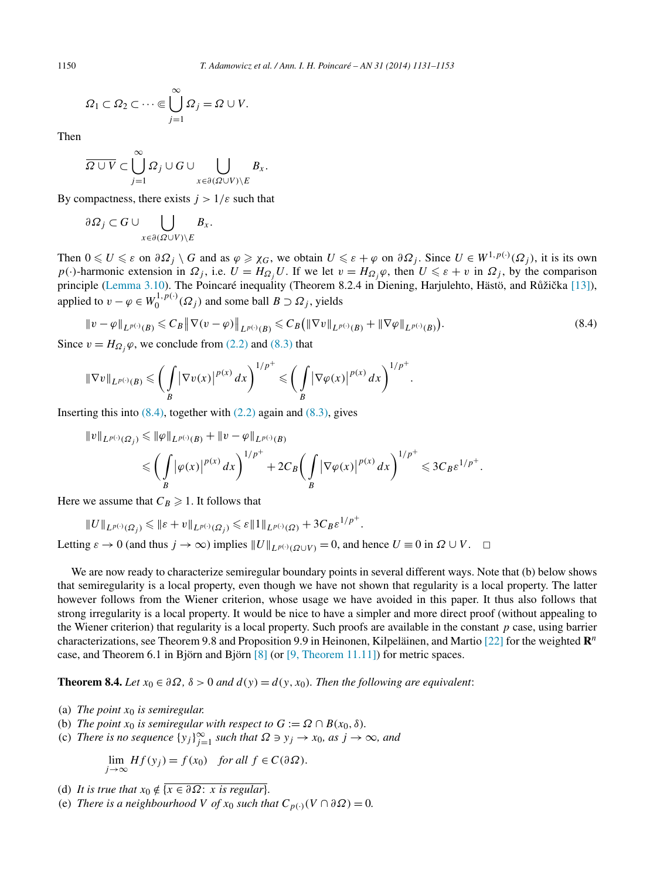$$\Omega_1 \subset \Omega_2 \subset \cdots \Subset \bigcup_{j=1}^{\infty} \Omega_j = \Omega \cup V.$$

Then

$$\overline{\Omega \cup V} \subset \bigcup_{j=1}^{\infty} \Omega_j \cup G \cup \bigcup_{x \in \partial(\Omega \cup V) \setminus E} B_x.$$

By compactness, there exists $j > 1/\varepsilon$ such that

$$\partial\Omega_j \subset G \cup \bigcup_{x \in \partial(\Omega \cup V) \setminus E} B_x.$$

Then $0 \leqslant U \leqslant \varepsilon$ on $\partial\Omega_j \setminus G$ and as $\varphi \geqslant \chi_G$, we obtain $U \leqslant \varepsilon + \varphi$ on $\partial\Omega_j$. Since $U \in W^{1,p(\cdot)}(\Omega_j)$, it is its own $p(\cdot)$-harmonic extension in $\Omega_j$, i.e. $U = H_{\Omega_j} U$. If we let $v = H_{\Omega_j}\varphi$, then $U \leqslant \varepsilon + v$ in $\Omega_j$, by the comparison principle (Lemma 3.10). The Poincaré inequality (Theorem 8.2.4 in Diening, Harjulehto, Hästö, and Růžička [13]), applied to $v - \varphi \in W_0^{1,p(\cdot)}(\Omega_j)$ and some ball $B \supset \Omega_j$, yields

$$\|v - \varphi\|_{L^{p(\cdot)}(B)} \leqslant C_B \big\|\nabla(v - \varphi)\big\|_{L^{p(\cdot)}(B)} \leqslant C_B\big(\|\nabla v\|_{L^{p(\cdot)}(B)} + \|\nabla\varphi\|_{L^{p(\cdot)}(B)}\big). \tag{8.4}$$

Since $v = H_{\Omega_j}\varphi$, we conclude from (2.2) and (8.3) that

$$\|\nabla v\|_{L^{p(\cdot)}(B)} \leqslant \bigg(\int_B \big|\nabla v(x)\big|^{p(x)}\,dx\bigg)^{1/p^+} \leqslant \bigg(\int_B \big|\nabla\varphi(x)\big|^{p(x)}\,dx\bigg)^{1/p^+}.$$

Inserting this into (8.4), together with (2.2) again and (8.3), gives

$$\begin{aligned}
\|v\|_{L^{p(\cdot)}(\Omega_j)} &\leqslant \|\varphi\|_{L^{p(\cdot)}(B)} + \|v - \varphi\|_{L^{p(\cdot)}(B)} \\
&\leqslant \bigg(\int_B \big|\varphi(x)\big|^{p(x)}\,dx\bigg)^{1/p^+} + 2C_B\bigg(\int_B \big|\nabla\varphi(x)\big|^{p(x)}\,dx\bigg)^{1/p^+} \leqslant 3C_B\varepsilon^{1/p^+}.
\end{aligned}$$

Here we assume that $C_B \geqslant 1$. It follows that

$$\|U\|_{L^{p(\cdot)}(\Omega_j)} \leqslant \|\varepsilon + v\|_{L^{p(\cdot)}(\Omega_j)} \leqslant \varepsilon\|1\|_{L^{p(\cdot)}(\Omega)} + 3C_B\varepsilon^{1/p^+}.$$

Letting $\varepsilon \to 0$ (and thus $j \to \infty$) implies $\|U\|_{L^{p(\cdot)}(\Omega\cup V)} = 0$, and hence $U \equiv 0$ in $\Omega \cup V$. $\square$

We are now ready to characterize semiregular boundary points in several different ways. Note that (b) below shows that semiregularity is a local property, even though we have not shown that regularity is a local property. The latter however follows from the Wiener criterion, whose usage we have avoided in this paper. It thus also follows that strong irregularity is a local property. It would be nice to have a simpler and more direct proof (without appealing to the Wiener criterion) that regularity is a local property. Such proofs are available in the constant $p$ case, using barrier characterizations, see Theorem 9.8 and Proposition 9.9 in Heinonen, Kilpeläinen, and Martio [22] for the weighted $\mathbf{R}^n$ case, and Theorem 6.1 in Björn and Björn [8] (or [9, Theorem 11.11]) for metric spaces.

**Theorem 8.4.** *Let $x_0 \in \partial\Omega$, $\delta > 0$ and $d(y) = d(y, x_0)$. Then the following are equivalent*:

(a) *The point $x_0$ is semiregular.*
(b) *The point $x_0$ is semiregular with respect to $G := \Omega \cap B(x_0, \delta)$.*
(c) *There is no sequence $\{y_j\}_{j=1}^{\infty}$ such that $\Omega \ni y_j \to x_0$, as $j \to \infty$, and*

$$\lim_{j\to\infty} Hf(y_j) = f(x_0) \quad \textit{for all } f \in C(\partial\Omega).$$

(d) *It is true that $x_0 \notin \overline{\{x \in \partial\Omega\colon\, x \text{ is regular}\}}$.*
(e) *There is a neighbourhood $V$ of $x_0$ such that $C_{p(\cdot)}(V \cap \partial\Omega) = 0$.*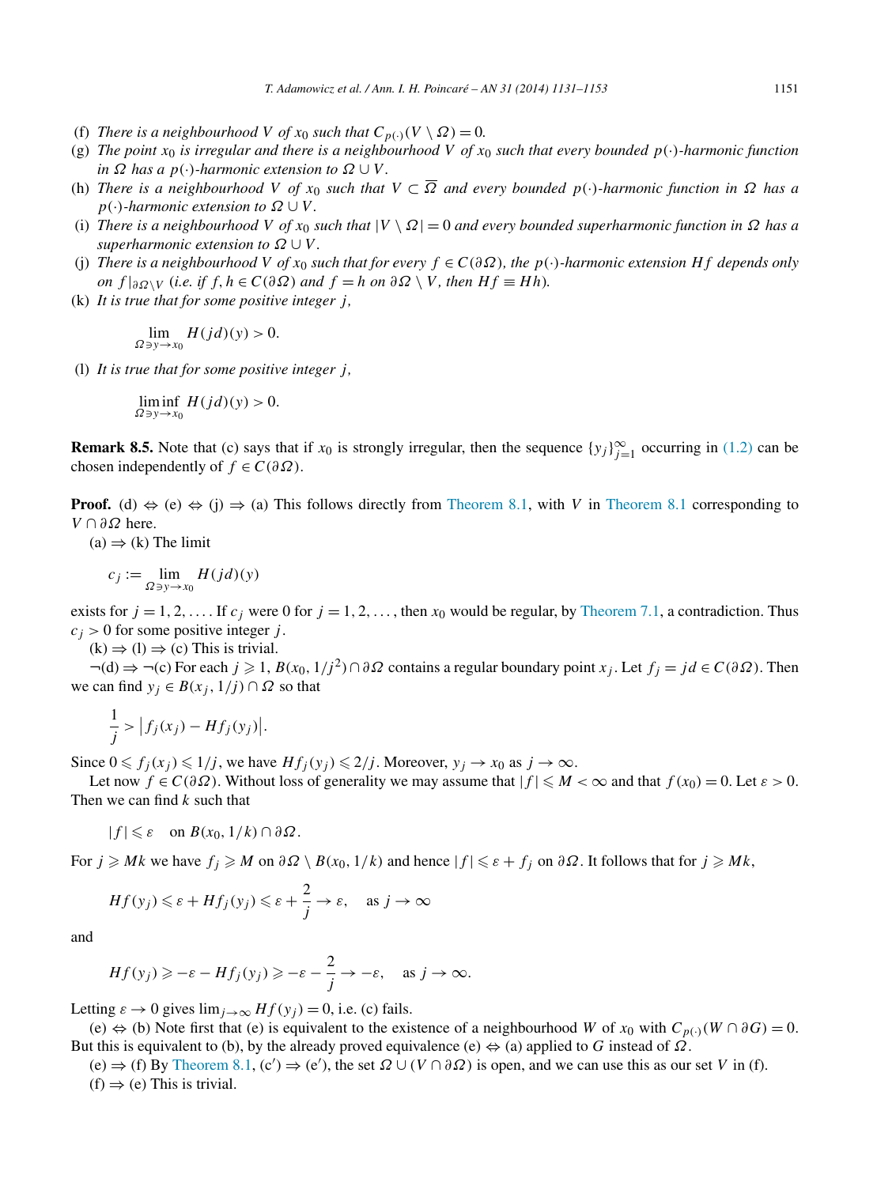(f) *There is a neighbourhood $V$ of $x_0$ such that $C_{p(\cdot)}(V \setminus \Omega) = 0$.*
(g) *The point $x_0$ is irregular and there is a neighbourhood $V$ of $x_0$ such that every bounded $p(\cdot)$-harmonic function in $\Omega$ has a $p(\cdot)$-harmonic extension to $\Omega \cup V$.*
(h) *There is a neighbourhood $V$ of $x_0$ such that $V \subset \overline{\Omega}$ and every bounded $p(\cdot)$-harmonic function in $\Omega$ has a $p(\cdot)$-harmonic extension to $\Omega \cup V$.*
(i) *There is a neighbourhood $V$ of $x_0$ such that $|V \setminus \Omega| = 0$ and every bounded superharmonic function in $\Omega$ has a superharmonic extension to $\Omega \cup V$.*
(j) *There is a neighbourhood $V$ of $x_0$ such that for every $f \in C(\partial\Omega)$, the $p(\cdot)$-harmonic extension $Hf$ depends only on $f|_{\partial\Omega\setminus V}$ (i.e. if $f, h \in C(\partial\Omega)$ and $f = h$ on $\partial\Omega \setminus V$, then $Hf \equiv Hh$).*
(k) *It is true that for some positive integer $j$,*

$$\lim_{\Omega \ni y \to x_0} H(jd)(y) > 0.$$

(l) *It is true that for some positive integer $j$,*

$$\liminf_{\Omega \ni y \to x_0} H(jd)(y) > 0.$$

**Remark 8.5.** Note that (c) says that if $x_0$ is strongly irregular, then the sequence $\{y_j\}_{j=1}^{\infty}$ occurring in (1.2) can be chosen independently of $f \in C(\partial\Omega)$.

**Proof.** (d) $\Leftrightarrow$ (e) $\Leftrightarrow$ (j) $\Rightarrow$ (a) This follows directly from Theorem 8.1, with $V$ in Theorem 8.1 corresponding to $V \cap \partial\Omega$ here.

(a) $\Rightarrow$ (k) The limit

$$c_j := \lim_{\Omega \ni y \to x_0} H(jd)(y)$$

exists for $j = 1, 2, \ldots$. If $c_j$ were 0 for $j = 1, 2, \ldots$, then $x_0$ would be regular, by Theorem 7.1, a contradiction. Thus $c_j > 0$ for some positive integer $j$.

(k) $\Rightarrow$ (l) $\Rightarrow$ (c) This is trivial.

$\neg$(d) $\Rightarrow$ $\neg$(c) For each $j \geqslant 1$, $B(x_0, 1/j^2) \cap \partial\Omega$ contains a regular boundary point $x_j$. Let $f_j = jd \in C(\partial\Omega)$. Then we can find $y_j \in B(x_j, 1/j) \cap \Omega$ so that

$$\frac{1}{j} > \left| f_j(x_j) - Hf_j(y_j) \right|.$$

Since $0 \leqslant f_j(x_j) \leqslant 1/j$, we have $Hf_j(y_j) \leqslant 2/j$. Moreover, $y_j \to x_0$ as $j \to \infty$.

Let now $f \in C(\partial\Omega)$. Without loss of generality we may assume that $|f| \leqslant M < \infty$ and that $f(x_0) = 0$. Let $\varepsilon > 0$. Then we can find $k$ such that

$$|f| \leqslant \varepsilon \quad \text{on } B(x_0, 1/k) \cap \partial\Omega.$$

For $j \geqslant Mk$ we have $f_j \geqslant M$ on $\partial\Omega \setminus B(x_0, 1/k)$ and hence $|f| \leqslant \varepsilon + f_j$ on $\partial\Omega$. It follows that for $j \geqslant Mk$,

$$Hf(y_j) \leqslant \varepsilon + Hf_j(y_j) \leqslant \varepsilon + \frac{2}{j} \to \varepsilon, \quad \text{as } j \to \infty$$

and

$$Hf(y_j) \geqslant -\varepsilon - Hf_j(y_j) \geqslant -\varepsilon - \frac{2}{j} \to -\varepsilon, \quad \text{as } j \to \infty.$$

Letting $\varepsilon \to 0$ gives $\lim_{j\to\infty} Hf(y_j) = 0$, i.e. (c) fails.

(e) $\Leftrightarrow$ (b) Note first that (e) is equivalent to the existence of a neighbourhood $W$ of $x_0$ with $C_{p(\cdot)}(W \cap \partial G) = 0$. But this is equivalent to (b), by the already proved equivalence (e) $\Leftrightarrow$ (a) applied to $G$ instead of $\Omega$.

(e) $\Rightarrow$ (f) By Theorem 8.1, (c′) $\Rightarrow$ (e′), the set $\Omega \cup (V \cap \partial\Omega)$ is open, and we can use this as our set $V$ in (f).

(f) $\Rightarrow$ (e) This is trivial.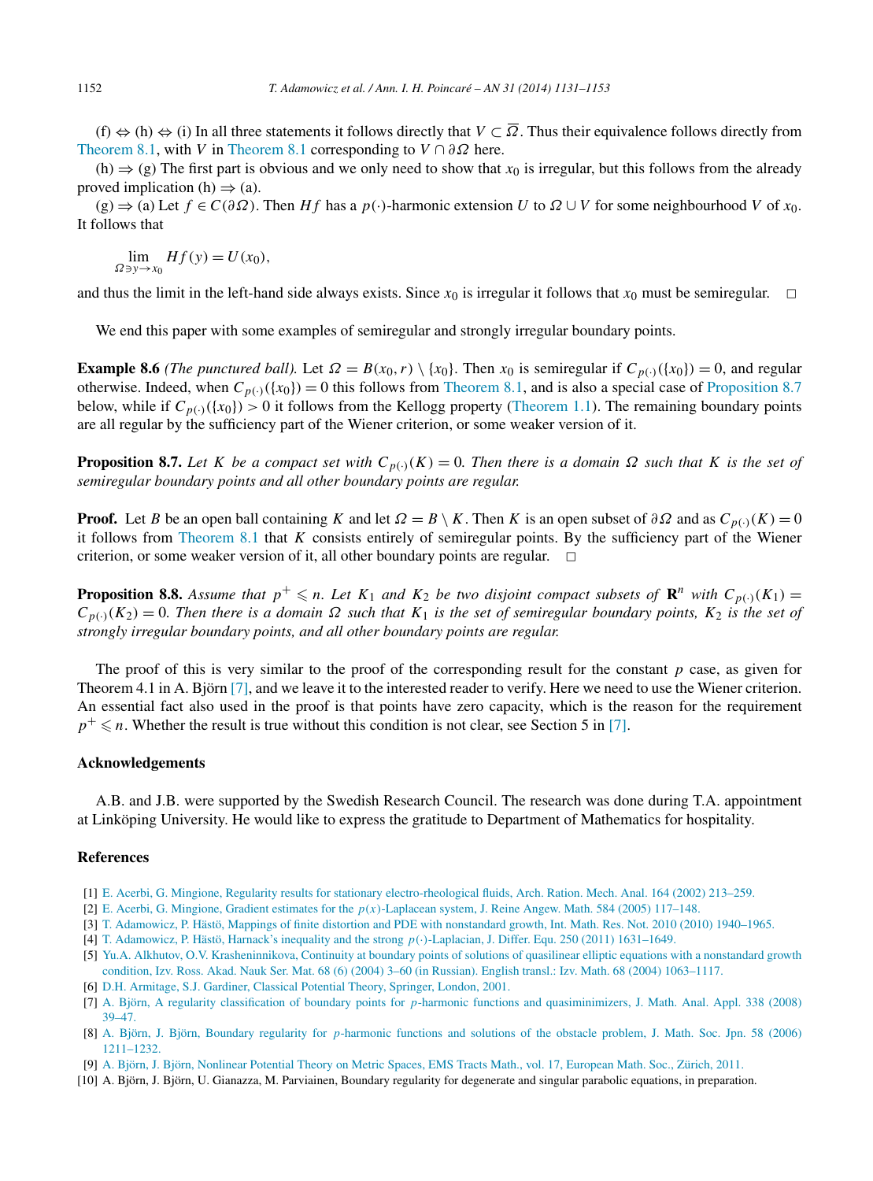(f) ⇔ (h) ⇔ (i) In all three statements it follows directly that $V \subset \overline{\Omega}$. Thus their equivalence follows directly from Theorem 8.1, with $V$ in Theorem 8.1 corresponding to $V \cap \partial\Omega$ here.

(h) ⇒ (g) The first part is obvious and we only need to show that $x_0$ is irregular, but this follows from the already proved implication (h) ⇒ (a).

(g) ⇒ (a) Let $f \in C(\partial\Omega)$. Then $Hf$ has a $p(\cdot)$-harmonic extension $U$ to $\Omega \cup V$ for some neighbourhood $V$ of $x_0$. It follows that

$$\lim_{\Omega \ni y \to x_0} Hf(y) = U(x_0),$$

and thus the limit in the left-hand side always exists. Since $x_0$ is irregular it follows that $x_0$ must be semiregular. □

We end this paper with some examples of semiregular and strongly irregular boundary points.

**Example 8.6** *(The punctured ball).* Let $\Omega = B(x_0, r) \setminus \{x_0\}$. Then $x_0$ is semiregular if $C_{p(\cdot)}(\{x_0\}) = 0$, and regular otherwise. Indeed, when $C_{p(\cdot)}(\{x_0\}) = 0$ this follows from Theorem 8.1, and is also a special case of Proposition 8.7 below, while if $C_{p(\cdot)}(\{x_0\}) > 0$ it follows from the Kellogg property (Theorem 1.1). The remaining boundary points are all regular by the sufficiency part of the Wiener criterion, or some weaker version of it.

**Proposition 8.7.** *Let $K$ be a compact set with $C_{p(\cdot)}(K) = 0$. Then there is a domain $\Omega$ such that $K$ is the set of semiregular boundary points and all other boundary points are regular.*

**Proof.** Let $B$ be an open ball containing $K$ and let $\Omega = B \setminus K$. Then $K$ is an open subset of $\partial\Omega$ and as $C_{p(\cdot)}(K) = 0$ it follows from Theorem 8.1 that $K$ consists entirely of semiregular points. By the sufficiency part of the Wiener criterion, or some weaker version of it, all other boundary points are regular. □

**Proposition 8.8.** *Assume that $p^+ \leqslant n$. Let $K_1$ and $K_2$ be two disjoint compact subsets of $\mathbf{R}^n$ with $C_{p(\cdot)}(K_1) = C_{p(\cdot)}(K_2) = 0$. Then there is a domain $\Omega$ such that $K_1$ is the set of semiregular boundary points, $K_2$ is the set of strongly irregular boundary points, and all other boundary points are regular.*

The proof of this is very similar to the proof of the corresponding result for the constant $p$ case, as given for Theorem 4.1 in A. Björn [7], and we leave it to the interested reader to verify. Here we need to use the Wiener criterion. An essential fact also used in the proof is that points have zero capacity, which is the reason for the requirement $p^+ \leqslant n$. Whether the result is true without this condition is not clear, see Section 5 in [7].

## Acknowledgements

A.B. and J.B. were supported by the Swedish Research Council. The research was done during T.A. appointment at Linköping University. He would like to express the gratitude to Department of Mathematics for hospitality.

## References

[1] E. Acerbi, G. Mingione, Regularity results for stationary electro-rheological fluids, Arch. Ration. Mech. Anal. 164 (2002) 213–259.
[2] E. Acerbi, G. Mingione, Gradient estimates for the $p(x)$-Laplacean system, J. Reine Angew. Math. 584 (2005) 117–148.
[3] T. Adamowicz, P. Hästö, Mappings of finite distortion and PDE with nonstandard growth, Int. Math. Res. Not. 2010 (2010) 1940–1965.
[4] T. Adamowicz, P. Hästö, Harnack's inequality and the strong $p(\cdot)$-Laplacian, J. Differ. Equ. 250 (2011) 1631–1649.
[5] Yu.A. Alkhutov, O.V. Krasheninnikova, Continuity at boundary points of solutions of quasilinear elliptic equations with a nonstandard growth condition, Izv. Ross. Akad. Nauk Ser. Mat. 68 (6) (2004) 3–60 (in Russian). English transl.: Izv. Math. 68 (2004) 1063–1117.
[6] D.H. Armitage, S.J. Gardiner, Classical Potential Theory, Springer, London, 2001.
[7] A. Björn, A regularity classification of boundary points for $p$-harmonic functions and quasiminimizers, J. Math. Anal. Appl. 338 (2008) 39–47.
[8] A. Björn, J. Björn, Boundary regularity for $p$-harmonic functions and solutions of the obstacle problem, J. Math. Soc. Jpn. 58 (2006) 1211–1232.
[9] A. Björn, J. Björn, Nonlinear Potential Theory on Metric Spaces, EMS Tracts Math., vol. 17, European Math. Soc., Zürich, 2011.
[10] A. Björn, J. Björn, U. Gianazza, M. Parviainen, Boundary regularity for degenerate and singular parabolic equations, in preparation.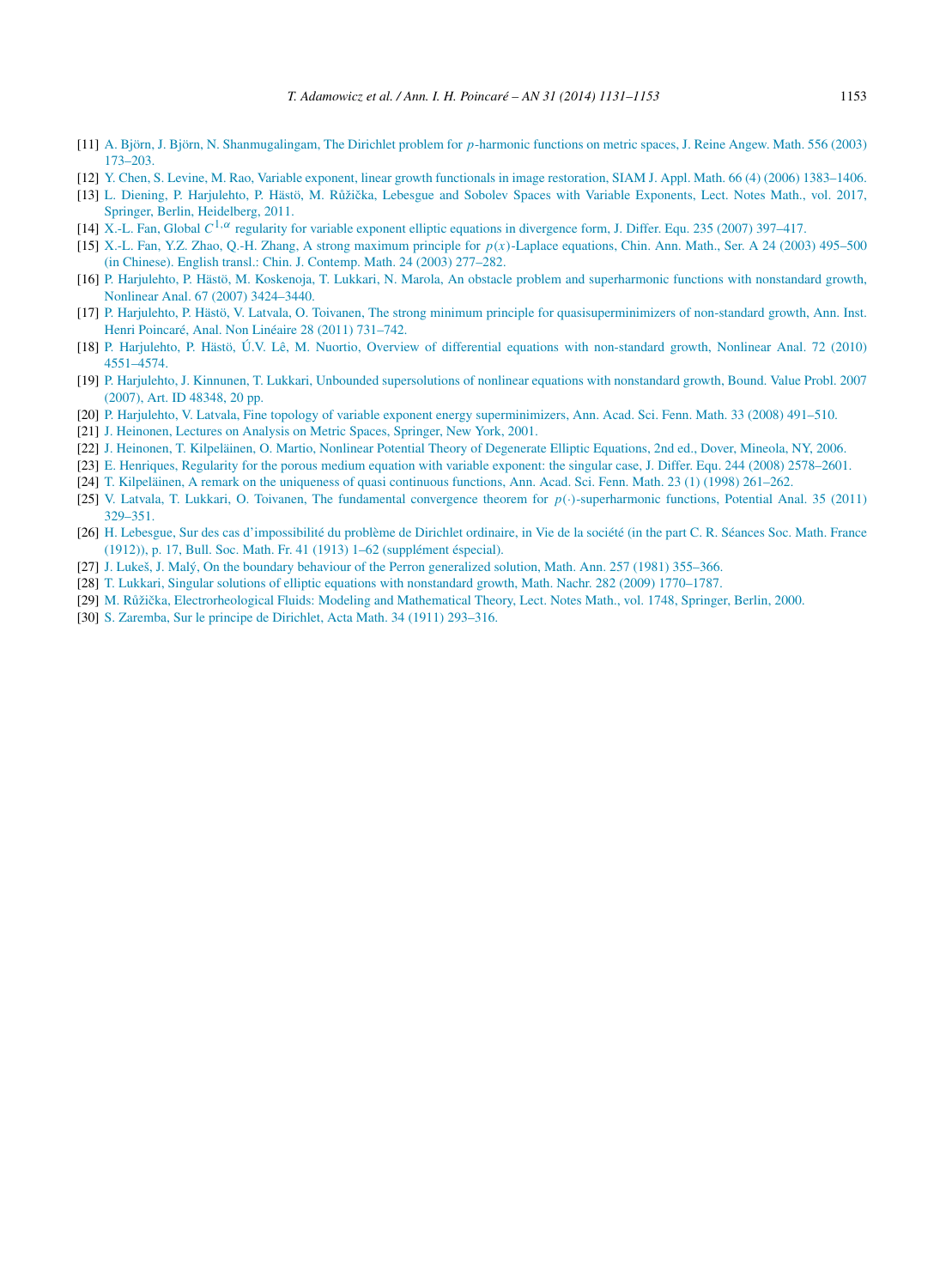[11] A. Björn, J. Björn, N. Shanmugalingam, The Dirichlet problem for $p$-harmonic functions on metric spaces, J. Reine Angew. Math. 556 (2003) 173–203.

[12] Y. Chen, S. Levine, M. Rao, Variable exponent, linear growth functionals in image restoration, SIAM J. Appl. Math. 66 (4) (2006) 1383–1406.

[13] L. Diening, P. Harjulehto, P. Hästö, M. Růžička, Lebesgue and Sobolev Spaces with Variable Exponents, Lect. Notes Math., vol. 2017, Springer, Berlin, Heidelberg, 2011.

[14] X.-L. Fan, Global $C^{1,\alpha}$ regularity for variable exponent elliptic equations in divergence form, J. Differ. Equ. 235 (2007) 397–417.

[15] X.-L. Fan, Y.Z. Zhao, Q.-H. Zhang, A strong maximum principle for $p(x)$-Laplace equations, Chin. Ann. Math., Ser. A 24 (2003) 495–500 (in Chinese). English transl.: Chin. J. Contemp. Math. 24 (2003) 277–282.

[16] P. Harjulehto, P. Hästö, M. Koskenoja, T. Lukkari, N. Marola, An obstacle problem and superharmonic functions with nonstandard growth, Nonlinear Anal. 67 (2007) 3424–3440.

[17] P. Harjulehto, P. Hästö, V. Latvala, O. Toivanen, The strong minimum principle for quasisuperminimizers of non-standard growth, Ann. Inst. Henri Poincaré, Anal. Non Linéaire 28 (2011) 731–742.

[18] P. Harjulehto, P. Hästö, Ú.V. Lê, M. Nuortio, Overview of differential equations with non-standard growth, Nonlinear Anal. 72 (2010) 4551–4574.

[19] P. Harjulehto, J. Kinnunen, T. Lukkari, Unbounded supersolutions of nonlinear equations with nonstandard growth, Bound. Value Probl. 2007 (2007), Art. ID 48348, 20 pp.

[20] P. Harjulehto, V. Latvala, Fine topology of variable exponent energy superminimizers, Ann. Acad. Sci. Fenn. Math. 33 (2008) 491–510.

[21] J. Heinonen, Lectures on Analysis on Metric Spaces, Springer, New York, 2001.

[22] J. Heinonen, T. Kilpeläinen, O. Martio, Nonlinear Potential Theory of Degenerate Elliptic Equations, 2nd ed., Dover, Mineola, NY, 2006.

[23] E. Henriques, Regularity for the porous medium equation with variable exponent: the singular case, J. Differ. Equ. 244 (2008) 2578–2601.

[24] T. Kilpeläinen, A remark on the uniqueness of quasi continuous functions, Ann. Acad. Sci. Fenn. Math. 23 (1) (1998) 261–262.

[25] V. Latvala, T. Lukkari, O. Toivanen, The fundamental convergence theorem for $p(\cdot)$-superharmonic functions, Potential Anal. 35 (2011) 329–351.

[26] H. Lebesgue, Sur des cas d'impossibilité du problème de Dirichlet ordinaire, in Vie de la société (in the part C. R. Séances Soc. Math. France (1912)), p. 17, Bull. Soc. Math. Fr. 41 (1913) 1–62 (supplément éspecial).

[27] J. Lukeš, J. Malý, On the boundary behaviour of the Perron generalized solution, Math. Ann. 257 (1981) 355–366.

[28] T. Lukkari, Singular solutions of elliptic equations with nonstandard growth, Math. Nachr. 282 (2009) 1770–1787.

[29] M. Růžička, Electrorheological Fluids: Modeling and Mathematical Theory, Lect. Notes Math., vol. 1748, Springer, Berlin, 2000.

[30] S. Zaremba, Sur le principe de Dirichlet, Acta Math. 34 (1911) 293–316.